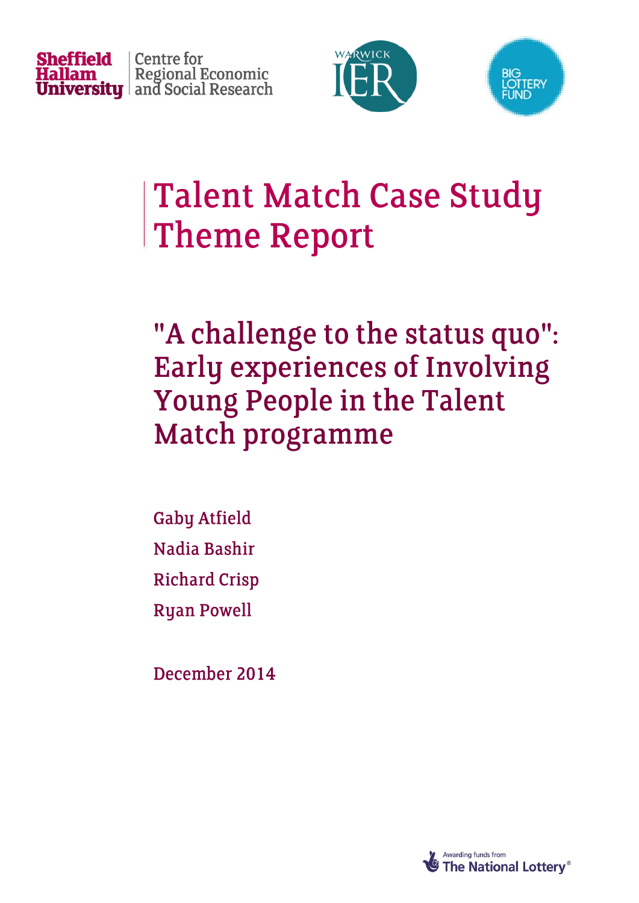Sheffield Hallam University | Centre for Regional Economic and Social Research

WARWICK IER

BIG LOTTERY FUND

# Talent Match Case Study Theme Report

## "A challenge to the status quo": Early experiences of Involving Young People in the Talent Match programme

Gaby Atfield

Nadia Bashir

Richard Crisp

Ryan Powell

December 2014

Awarding funds from The National Lottery®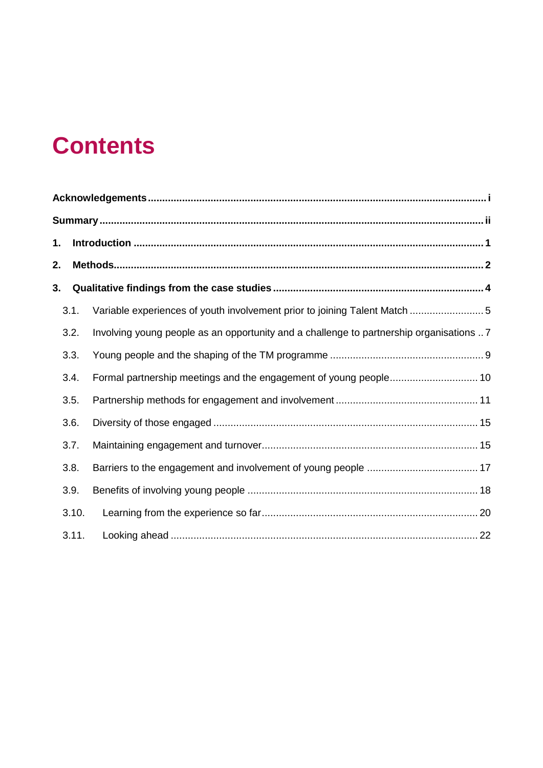# Contents

**Acknowledgements** .......... **i**

**Summary** .......... **ii**

**1. Introduction** .......... **1**

**2. Methods** .......... **2**

**3. Qualitative findings from the case studies** .......... **4**

- 3.1. Variable experiences of youth involvement prior to joining Talent Match .......... 5
- 3.2. Involving young people as an opportunity and a challenge to partnership organisations .......... 7
- 3.3. Young people and the shaping of the TM programme .......... 9
- 3.4. Formal partnership meetings and the engagement of young people .......... 10
- 3.5. Partnership methods for engagement and involvement .......... 11
- 3.6. Diversity of those engaged .......... 15
- 3.7. Maintaining engagement and turnover .......... 15
- 3.8. Barriers to the engagement and involvement of young people .......... 17
- 3.9. Benefits of involving young people .......... 18
- 3.10. Learning from the experience so far .......... 20
- 3.11. Looking ahead .......... 22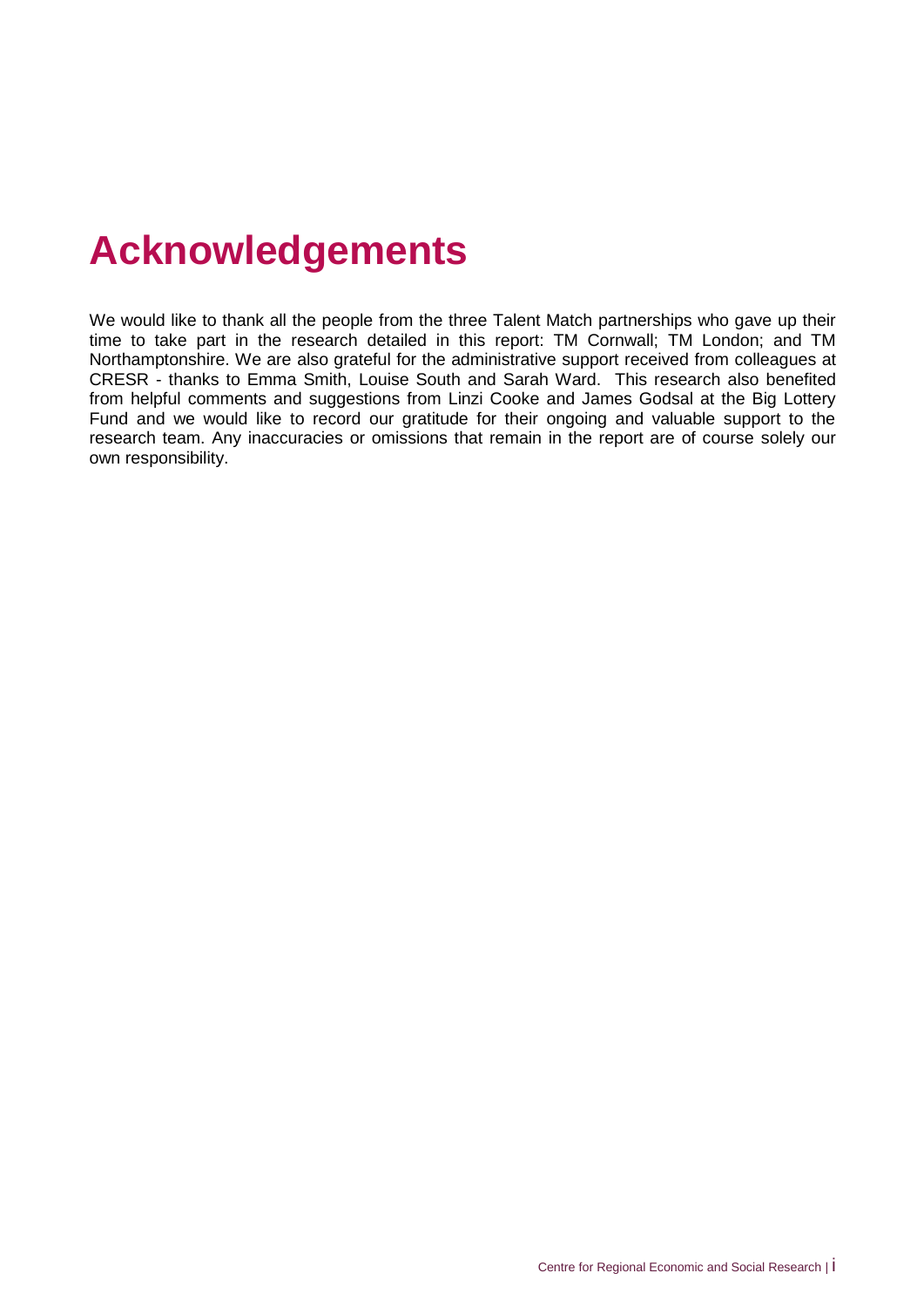# Acknowledgements

We would like to thank all the people from the three Talent Match partnerships who gave up their time to take part in the research detailed in this report: TM Cornwall; TM London; and TM Northamptonshire. We are also grateful for the administrative support received from colleagues at CRESR - thanks to Emma Smith, Louise South and Sarah Ward. This research also benefited from helpful comments and suggestions from Linzi Cooke and James Godsal at the Big Lottery Fund and we would like to record our gratitude for their ongoing and valuable support to the research team. Any inaccuracies or omissions that remain in the report are of course solely our own responsibility.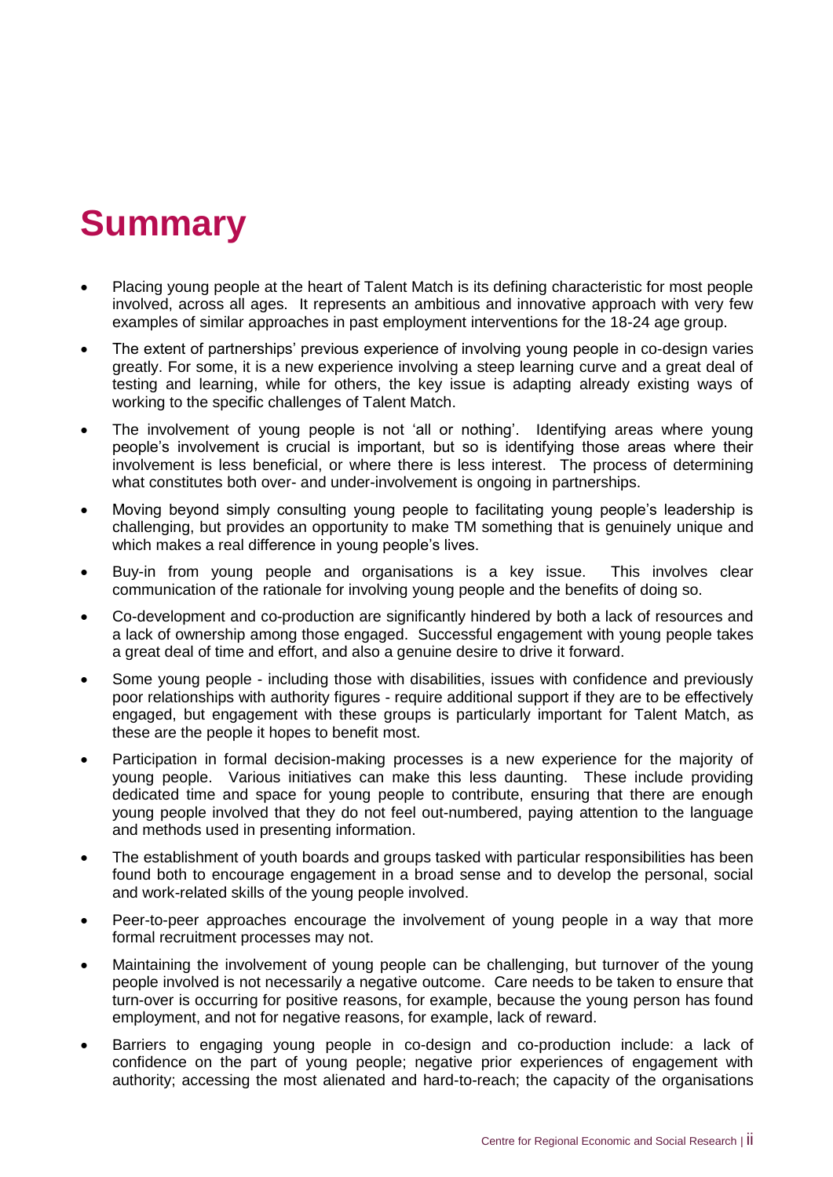# Summary

- Placing young people at the heart of Talent Match is its defining characteristic for most people involved, across all ages. It represents an ambitious and innovative approach with very few examples of similar approaches in past employment interventions for the 18-24 age group.
- The extent of partnerships' previous experience of involving young people in co-design varies greatly. For some, it is a new experience involving a steep learning curve and a great deal of testing and learning, while for others, the key issue is adapting already existing ways of working to the specific challenges of Talent Match.
- The involvement of young people is not 'all or nothing'. Identifying areas where young people's involvement is crucial is important, but so is identifying those areas where their involvement is less beneficial, or where there is less interest. The process of determining what constitutes both over- and under-involvement is ongoing in partnerships.
- Moving beyond simply consulting young people to facilitating young people's leadership is challenging, but provides an opportunity to make TM something that is genuinely unique and which makes a real difference in young people's lives.
- Buy-in from young people and organisations is a key issue. This involves clear communication of the rationale for involving young people and the benefits of doing so.
- Co-development and co-production are significantly hindered by both a lack of resources and a lack of ownership among those engaged. Successful engagement with young people takes a great deal of time and effort, and also a genuine desire to drive it forward.
- Some young people - including those with disabilities, issues with confidence and previously poor relationships with authority figures - require additional support if they are to be effectively engaged, but engagement with these groups is particularly important for Talent Match, as these are the people it hopes to benefit most.
- Participation in formal decision-making processes is a new experience for the majority of young people. Various initiatives can make this less daunting. These include providing dedicated time and space for young people to contribute, ensuring that there are enough young people involved that they do not feel out-numbered, paying attention to the language and methods used in presenting information.
- The establishment of youth boards and groups tasked with particular responsibilities has been found both to encourage engagement in a broad sense and to develop the personal, social and work-related skills of the young people involved.
- Peer-to-peer approaches encourage the involvement of young people in a way that more formal recruitment processes may not.
- Maintaining the involvement of young people can be challenging, but turnover of the young people involved is not necessarily a negative outcome. Care needs to be taken to ensure that turn-over is occurring for positive reasons, for example, because the young person has found employment, and not for negative reasons, for example, lack of reward.
- Barriers to engaging young people in co-design and co-production include: a lack of confidence on the part of young people; negative prior experiences of engagement with authority; accessing the most alienated and hard-to-reach; the capacity of the organisations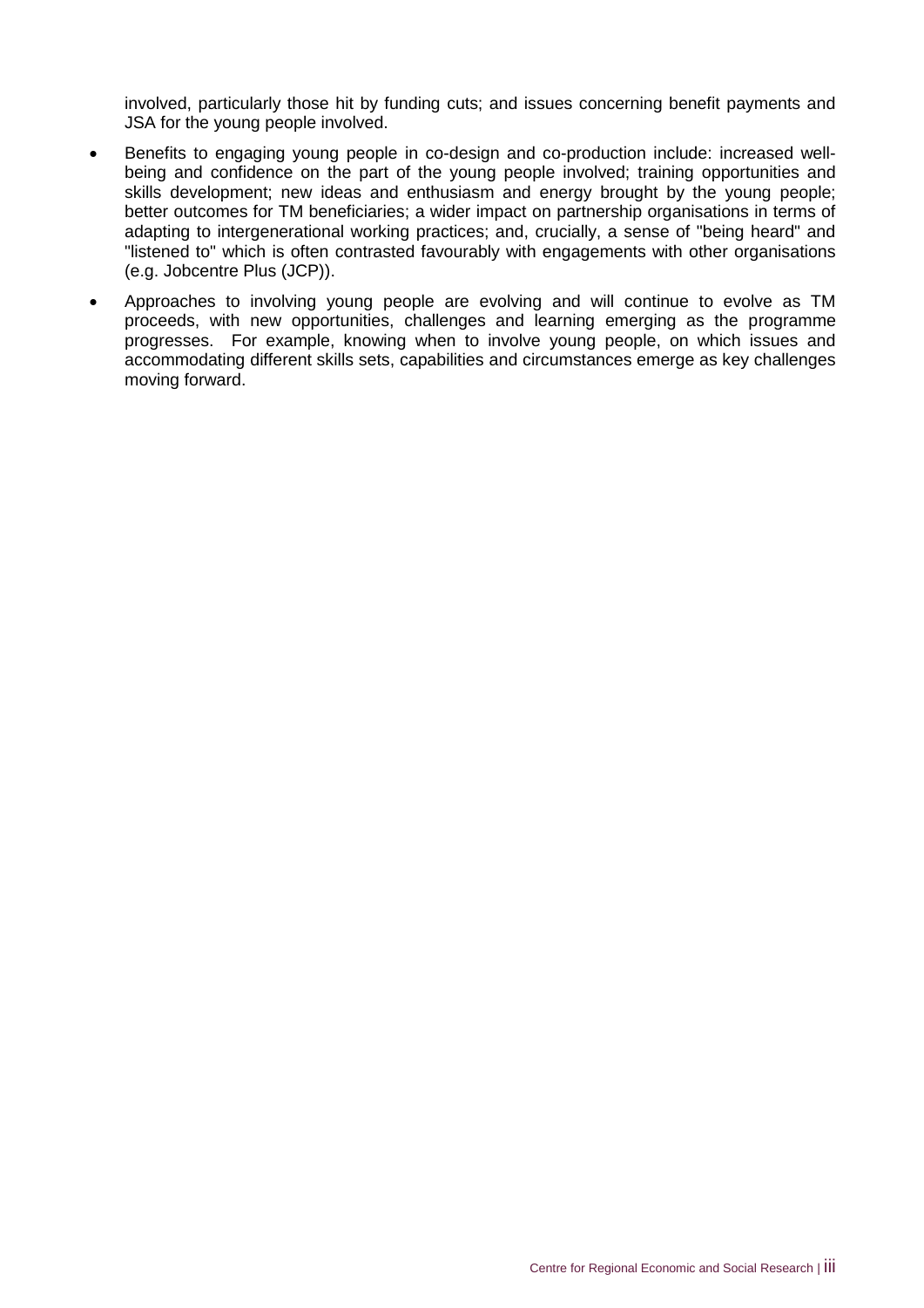involved, particularly those hit by funding cuts; and issues concerning benefit payments and JSA for the young people involved.

- Benefits to engaging young people in co-design and co-production include: increased well-being and confidence on the part of the young people involved; training opportunities and skills development; new ideas and enthusiasm and energy brought by the young people; better outcomes for TM beneficiaries; a wider impact on partnership organisations in terms of adapting to intergenerational working practices; and, crucially, a sense of "being heard" and "listened to" which is often contrasted favourably with engagements with other organisations (e.g. Jobcentre Plus (JCP)).
- Approaches to involving young people are evolving and will continue to evolve as TM proceeds, with new opportunities, challenges and learning emerging as the programme progresses. For example, knowing when to involve young people, on which issues and accommodating different skills sets, capabilities and circumstances emerge as key challenges moving forward.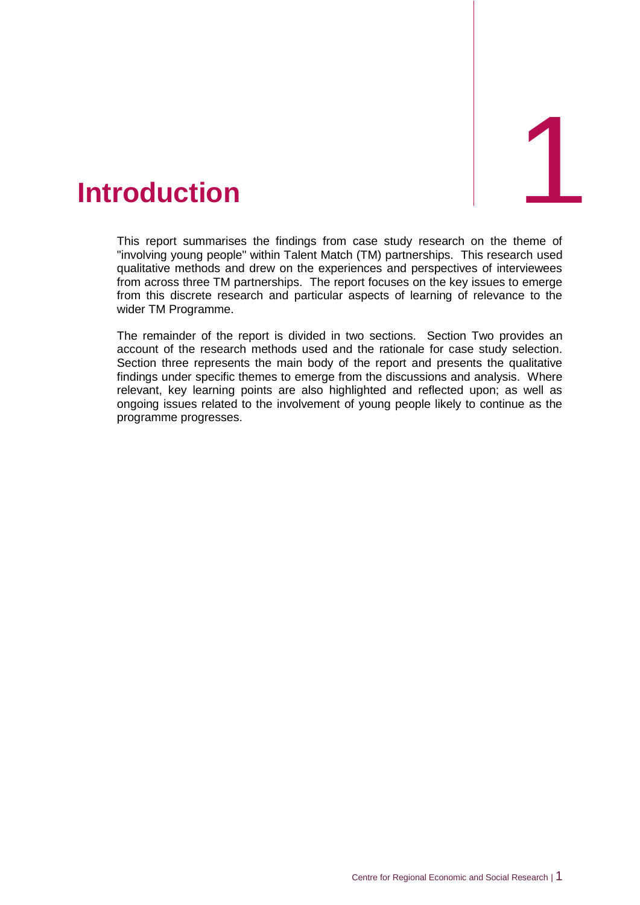# 1 Introduction

This report summarises the findings from case study research on the theme of "involving young people" within Talent Match (TM) partnerships. This research used qualitative methods and drew on the experiences and perspectives of interviewees from across three TM partnerships. The report focuses on the key issues to emerge from this discrete research and particular aspects of learning of relevance to the wider TM Programme.

The remainder of the report is divided in two sections. Section Two provides an account of the research methods used and the rationale for case study selection. Section three represents the main body of the report and presents the qualitative findings under specific themes to emerge from the discussions and analysis. Where relevant, key learning points are also highlighted and reflected upon; as well as ongoing issues related to the involvement of young people likely to continue as the programme progresses.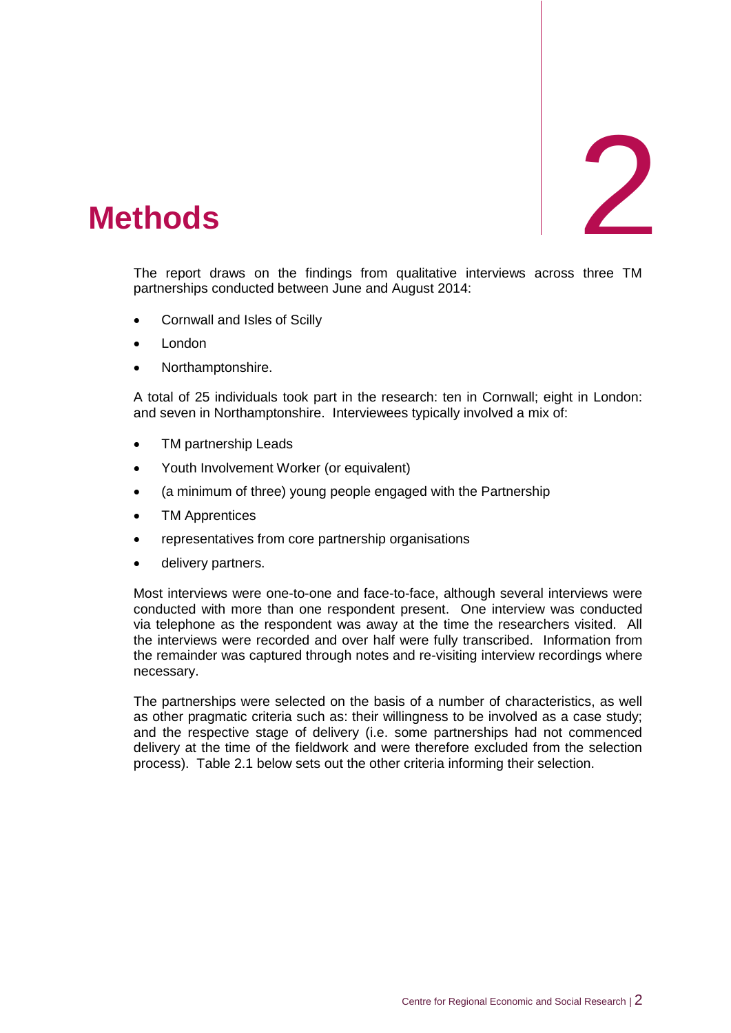# 2 Methods

The report draws on the findings from qualitative interviews across three TM partnerships conducted between June and August 2014:

- Cornwall and Isles of Scilly
- London
- Northamptonshire.

A total of 25 individuals took part in the research: ten in Cornwall; eight in London: and seven in Northamptonshire. Interviewees typically involved a mix of:

- TM partnership Leads
- Youth Involvement Worker (or equivalent)
- (a minimum of three) young people engaged with the Partnership
- TM Apprentices
- representatives from core partnership organisations
- delivery partners.

Most interviews were one-to-one and face-to-face, although several interviews were conducted with more than one respondent present. One interview was conducted via telephone as the respondent was away at the time the researchers visited. All the interviews were recorded and over half were fully transcribed. Information from the remainder was captured through notes and re-visiting interview recordings where necessary.

The partnerships were selected on the basis of a number of characteristics, as well as other pragmatic criteria such as: their willingness to be involved as a case study; and the respective stage of delivery (i.e. some partnerships had not commenced delivery at the time of the fieldwork and were therefore excluded from the selection process). Table 2.1 below sets out the other criteria informing their selection.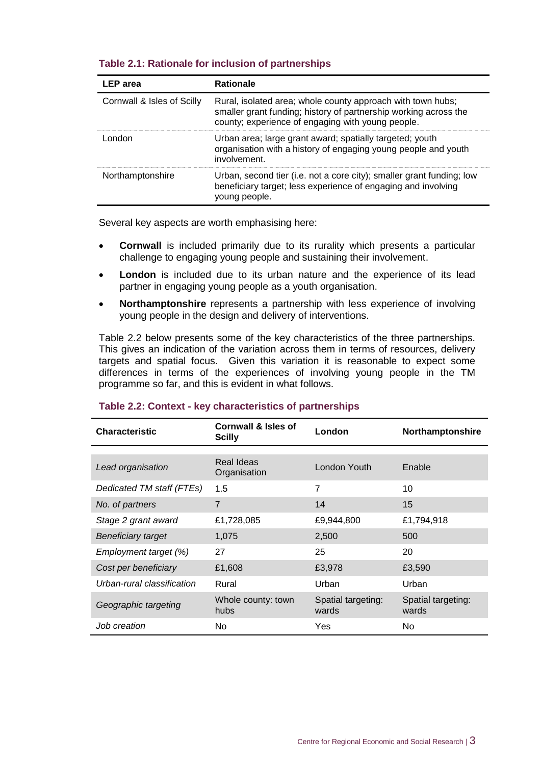**Table 2.1: Rationale for inclusion of partnerships**

| LEP area | Rationale |
|---|---|
| Cornwall & Isles of Scilly | Rural, isolated area; whole county approach with town hubs; smaller grant funding; history of partnership working across the county; experience of engaging with young people. |
| London | Urban area; large grant award; spatially targeted; youth organisation with a history of engaging young people and youth involvement. |
| Northamptonshire | Urban, second tier (i.e. not a core city); smaller grant funding; low beneficiary target; less experience of engaging and involving young people. |

Several key aspects are worth emphasising here:

- **Cornwall** is included primarily due to its rurality which presents a particular challenge to engaging young people and sustaining their involvement.
- **London** is included due to its urban nature and the experience of its lead partner in engaging young people as a youth organisation.
- **Northamptonshire** represents a partnership with less experience of involving young people in the design and delivery of interventions.

Table 2.2 below presents some of the key characteristics of the three partnerships. This gives an indication of the variation across them in terms of resources, delivery targets and spatial focus. Given this variation it is reasonable to expect some differences in terms of the experiences of involving young people in the TM programme so far, and this is evident in what follows.

**Table 2.2: Context - key characteristics of partnerships**

| Characteristic | Cornwall & Isles of Scilly | London | Northamptonshire |
|---|---|---|---|
| *Lead organisation* | Real Ideas Organisation | London Youth | Enable |
| *Dedicated TM staff (FTEs)* | 1.5 | 7 | 10 |
| *No. of partners* | 7 | 14 | 15 |
| *Stage 2 grant award* | £1,728,085 | £9,944,800 | £1,794,918 |
| *Beneficiary target* | 1,075 | 2,500 | 500 |
| *Employment target (%)* | 27 | 25 | 20 |
| *Cost per beneficiary* | £1,608 | £3,978 | £3,590 |
| *Urban-rural classification* | Rural | Urban | Urban |
| *Geographic targeting* | Whole county: town hubs | Spatial targeting: wards | Spatial targeting: wards |
| *Job creation* | No | Yes | No |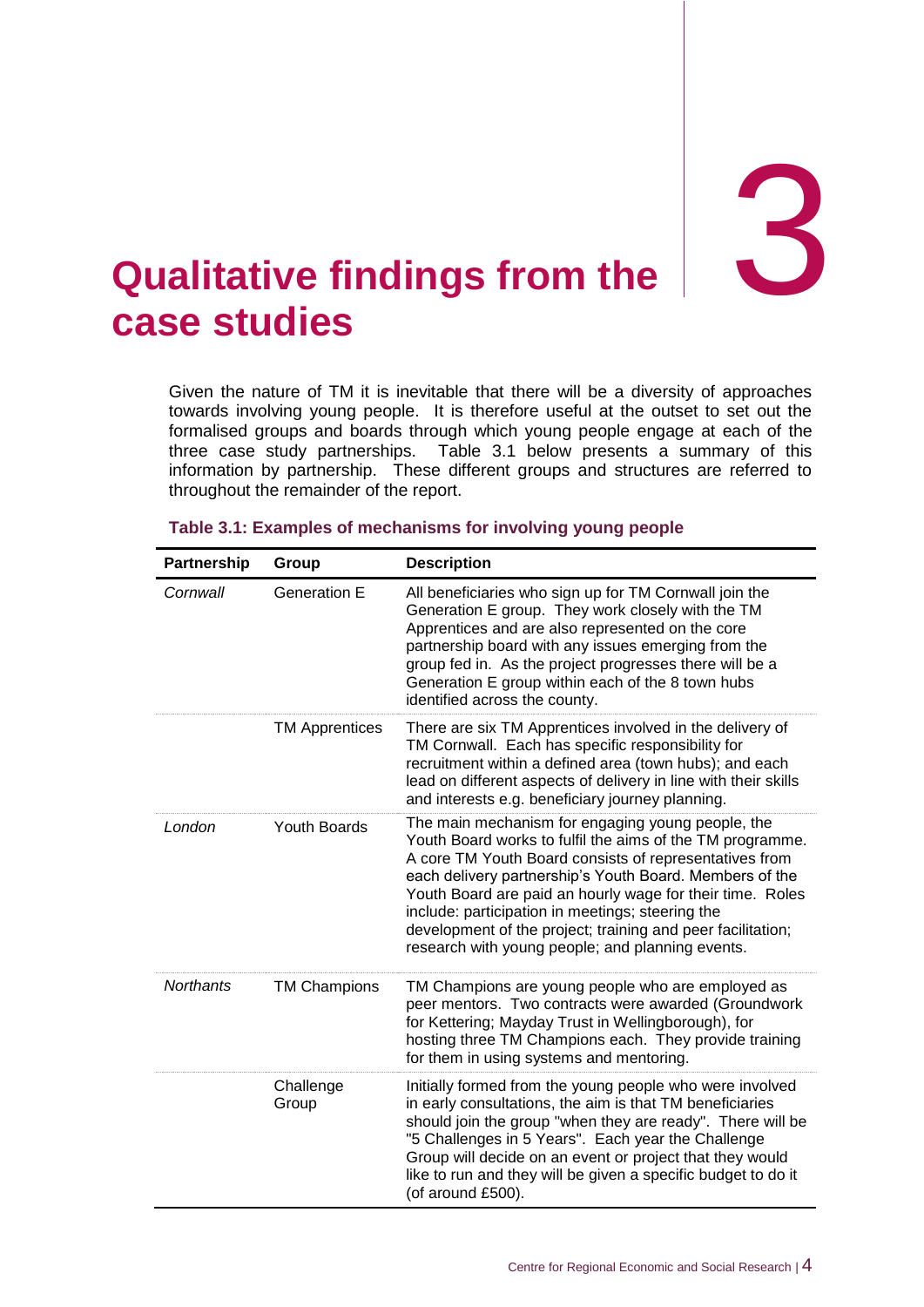# 3 Qualitative findings from the case studies

Given the nature of TM it is inevitable that there will be a diversity of approaches towards involving young people. It is therefore useful at the outset to set out the formalised groups and boards through which young people engage at each of the three case study partnerships. Table 3.1 below presents a summary of this information by partnership. These different groups and structures are referred to throughout the remainder of the report.

**Table 3.1: Examples of mechanisms for involving young people**

| Partnership | Group | Description |
|---|---|---|
| *Cornwall* | Generation E | All beneficiaries who sign up for TM Cornwall join the Generation E group. They work closely with the TM Apprentices and are also represented on the core partnership board with any issues emerging from the group fed in. As the project progresses there will be a Generation E group within each of the 8 town hubs identified across the county. |
| | TM Apprentices | There are six TM Apprentices involved in the delivery of TM Cornwall. Each has specific responsibility for recruitment within a defined area (town hubs); and each lead on different aspects of delivery in line with their skills and interests e.g. beneficiary journey planning. |
| *London* | Youth Boards | The main mechanism for engaging young people, the Youth Board works to fulfil the aims of the TM programme. A core TM Youth Board consists of representatives from each delivery partnership's Youth Board. Members of the Youth Board are paid an hourly wage for their time. Roles include: participation in meetings; steering the development of the project; training and peer facilitation; research with young people; and planning events. |
| *Northants* | TM Champions | TM Champions are young people who are employed as peer mentors. Two contracts were awarded (Groundwork for Kettering; Mayday Trust in Wellingborough), for hosting three TM Champions each. They provide training for them in using systems and mentoring. |
| | Challenge Group | Initially formed from the young people who were involved in early consultations, the aim is that TM beneficiaries should join the group "when they are ready". There will be "5 Challenges in 5 Years". Each year the Challenge Group will decide on an event or project that they would like to run and they will be given a specific budget to do it (of around £500). |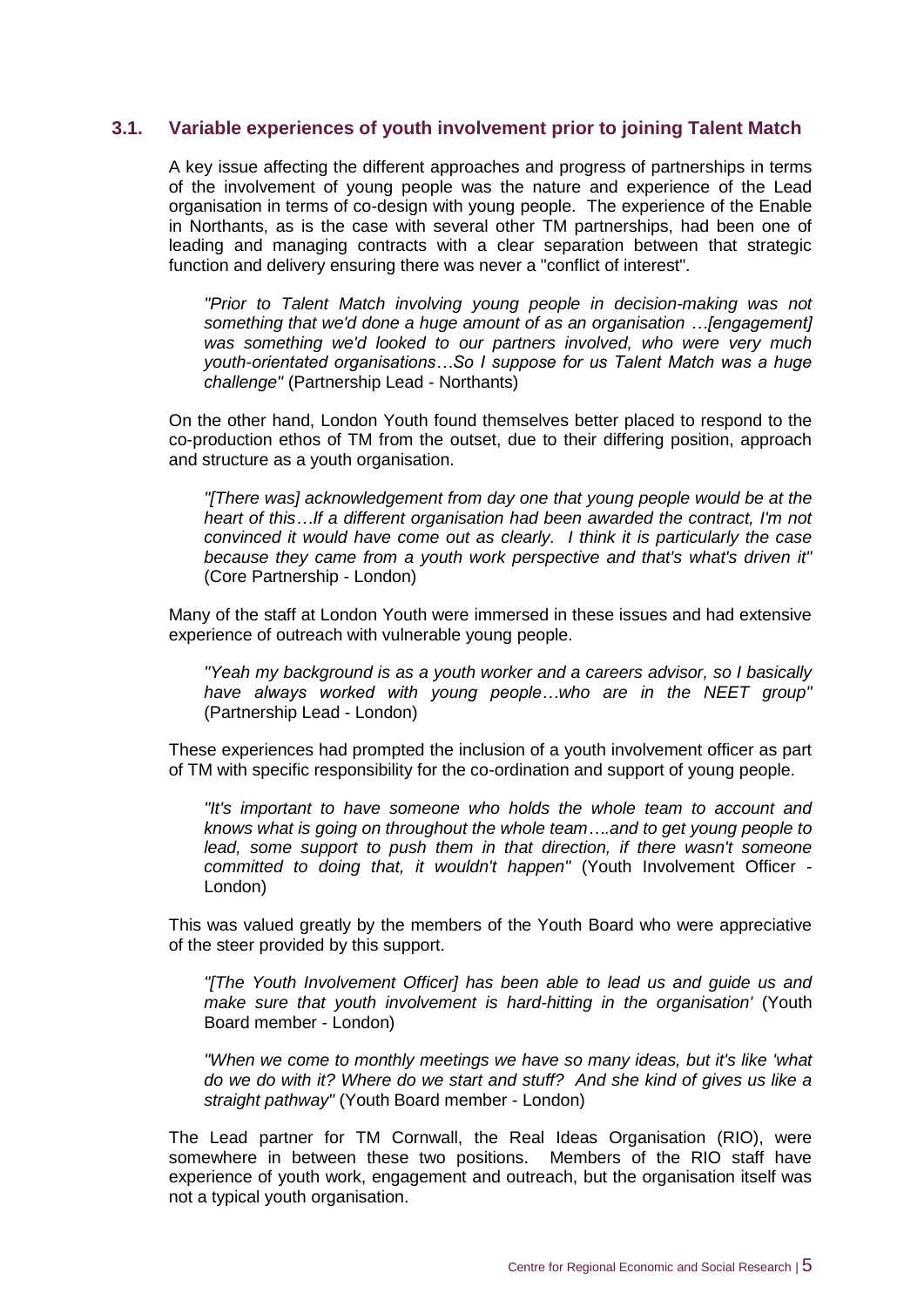### 3.1. Variable experiences of youth involvement prior to joining Talent Match

A key issue affecting the different approaches and progress of partnerships in terms of the involvement of young people was the nature and experience of the Lead organisation in terms of co-design with young people. The experience of the Enable in Northants, as is the case with several other TM partnerships, had been one of leading and managing contracts with a clear separation between that strategic function and delivery ensuring there was never a "conflict of interest".

> *"Prior to Talent Match involving young people in decision-making was not something that we'd done a huge amount of as an organisation …[engagement] was something we'd looked to our partners involved, who were very much youth-orientated organisations…So I suppose for us Talent Match was a huge challenge"* (Partnership Lead - Northants)

On the other hand, London Youth found themselves better placed to respond to the co-production ethos of TM from the outset, due to their differing position, approach and structure as a youth organisation.

> *"[There was] acknowledgement from day one that young people would be at the heart of this…If a different organisation had been awarded the contract, I'm not convinced it would have come out as clearly. I think it is particularly the case because they came from a youth work perspective and that's what's driven it"* (Core Partnership - London)

Many of the staff at London Youth were immersed in these issues and had extensive experience of outreach with vulnerable young people.

> *"Yeah my background is as a youth worker and a careers advisor, so I basically have always worked with young people…who are in the NEET group"* (Partnership Lead - London)

These experiences had prompted the inclusion of a youth involvement officer as part of TM with specific responsibility for the co-ordination and support of young people.

> *"It's important to have someone who holds the whole team to account and knows what is going on throughout the whole team….and to get young people to lead, some support to push them in that direction, if there wasn't someone committed to doing that, it wouldn't happen"* (Youth Involvement Officer - London)

This was valued greatly by the members of the Youth Board who were appreciative of the steer provided by this support.

> *"[The Youth Involvement Officer] has been able to lead us and guide us and make sure that youth involvement is hard-hitting in the organisation'* (Youth Board member - London)

> *"When we come to monthly meetings we have so many ideas, but it's like 'what do we do with it? Where do we start and stuff? And she kind of gives us like a straight pathway"* (Youth Board member - London)

The Lead partner for TM Cornwall, the Real Ideas Organisation (RIO), were somewhere in between these two positions. Members of the RIO staff have experience of youth work, engagement and outreach, but the organisation itself was not a typical youth organisation.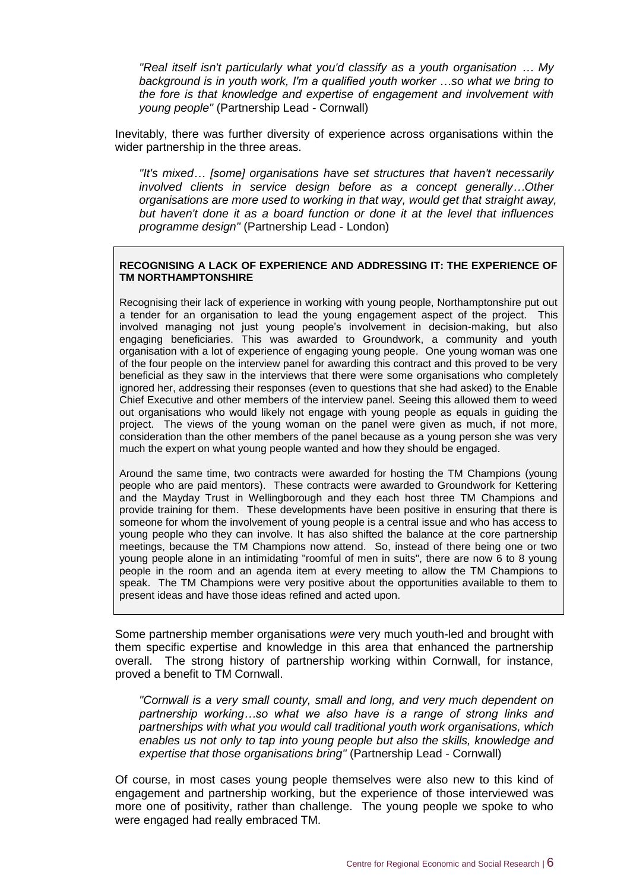*"Real itself isn't particularly what you'd classify as a youth organisation … My background is in youth work, I'm a qualified youth worker …so what we bring to the fore is that knowledge and expertise of engagement and involvement with young people"* (Partnership Lead - Cornwall)

Inevitably, there was further diversity of experience across organisations within the wider partnership in the three areas.

*"It's mixed… [some] organisations have set structures that haven't necessarily involved clients in service design before as a concept generally…Other organisations are more used to working in that way, would get that straight away, but haven't done it as a board function or done it at the level that influences programme design"* (Partnership Lead - London)

> **RECOGNISING A LACK OF EXPERIENCE AND ADDRESSING IT: THE EXPERIENCE OF TM NORTHAMPTONSHIRE**
>
> Recognising their lack of experience in working with young people, Northamptonshire put out a tender for an organisation to lead the young engagement aspect of the project. This involved managing not just young people's involvement in decision-making, but also engaging beneficiaries. This was awarded to Groundwork, a community and youth organisation with a lot of experience of engaging young people. One young woman was one of the four people on the interview panel for awarding this contract and this proved to be very beneficial as they saw in the interviews that there were some organisations who completely ignored her, addressing their responses (even to questions that she had asked) to the Enable Chief Executive and other members of the interview panel. Seeing this allowed them to weed out organisations who would likely not engage with young people as equals in guiding the project. The views of the young woman on the panel were given as much, if not more, consideration than the other members of the panel because as a young person she was very much the expert on what young people wanted and how they should be engaged.
>
> Around the same time, two contracts were awarded for hosting the TM Champions (young people who are paid mentors). These contracts were awarded to Groundwork for Kettering and the Mayday Trust in Wellingborough and they each host three TM Champions and provide training for them. These developments have been positive in ensuring that there is someone for whom the involvement of young people is a central issue and who has access to young people who they can involve. It has also shifted the balance at the core partnership meetings, because the TM Champions now attend. So, instead of there being one or two young people alone in an intimidating "roomful of men in suits", there are now 6 to 8 young people in the room and an agenda item at every meeting to allow the TM Champions to speak. The TM Champions were very positive about the opportunities available to them to present ideas and have those ideas refined and acted upon.

Some partnership member organisations *were* very much youth-led and brought with them specific expertise and knowledge in this area that enhanced the partnership overall. The strong history of partnership working within Cornwall, for instance, proved a benefit to TM Cornwall.

*"Cornwall is a very small county, small and long, and very much dependent on partnership working…so what we also have is a range of strong links and partnerships with what you would call traditional youth work organisations, which enables us not only to tap into young people but also the skills, knowledge and expertise that those organisations bring"* (Partnership Lead - Cornwall)

Of course, in most cases young people themselves were also new to this kind of engagement and partnership working, but the experience of those interviewed was more one of positivity, rather than challenge. The young people we spoke to who were engaged had really embraced TM.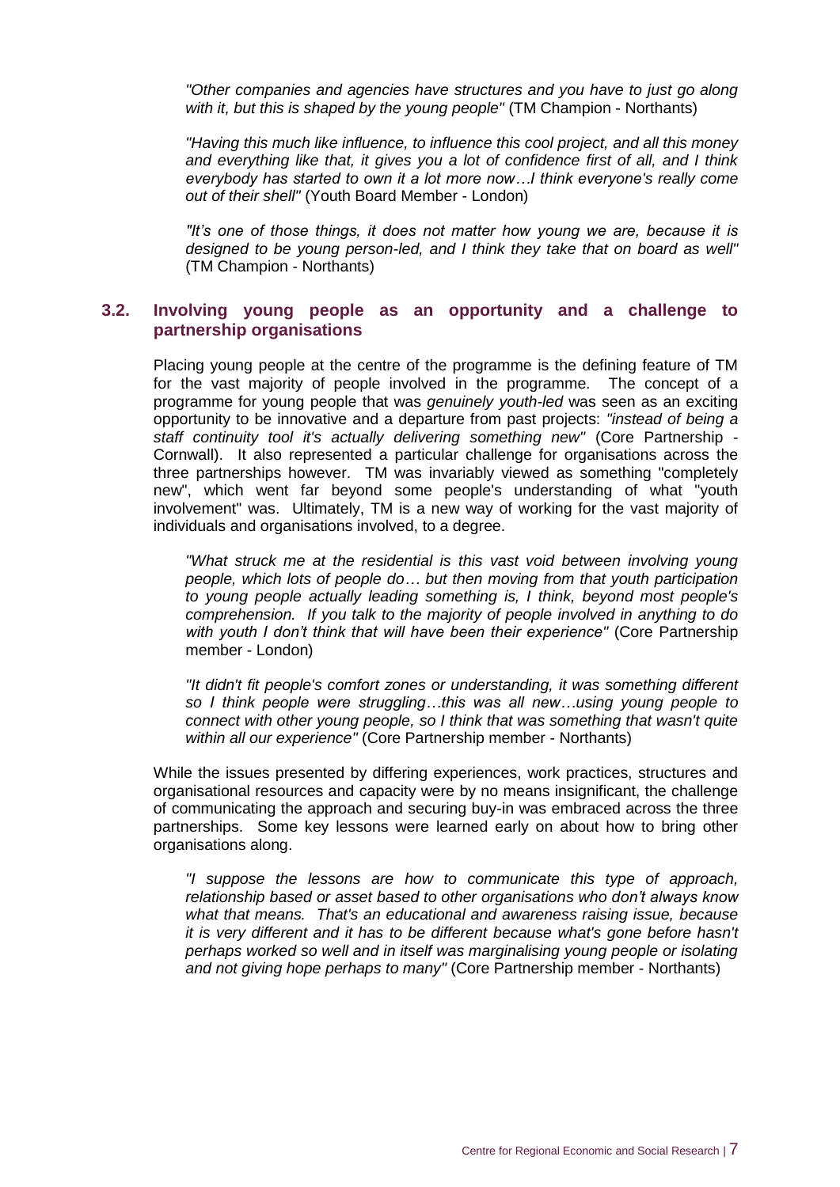*"Other companies and agencies have structures and you have to just go along with it, but this is shaped by the young people"* (TM Champion - Northants)

*"Having this much like influence, to influence this cool project, and all this money and everything like that, it gives you a lot of confidence first of all, and I think everybody has started to own it a lot more now…I think everyone's really come out of their shell"* (Youth Board Member - London)

*"It's one of those things, it does not matter how young we are, because it is designed to be young person-led, and I think they take that on board as well"* (TM Champion - Northants)

## 3.2. Involving young people as an opportunity and a challenge to partnership organisations

Placing young people at the centre of the programme is the defining feature of TM for the vast majority of people involved in the programme. The concept of a programme for young people that was *genuinely youth-led* was seen as an exciting opportunity to be innovative and a departure from past projects: *"instead of being a staff continuity tool it's actually delivering something new"* (Core Partnership - Cornwall). It also represented a particular challenge for organisations across the three partnerships however. TM was invariably viewed as something "completely new", which went far beyond some people's understanding of what "youth involvement" was. Ultimately, TM is a new way of working for the vast majority of individuals and organisations involved, to a degree.

*"What struck me at the residential is this vast void between involving young people, which lots of people do… but then moving from that youth participation to young people actually leading something is, I think, beyond most people's comprehension. If you talk to the majority of people involved in anything to do with youth I don't think that will have been their experience"* (Core Partnership member - London)

*"It didn't fit people's comfort zones or understanding, it was something different so I think people were struggling…this was all new…using young people to connect with other young people, so I think that was something that wasn't quite within all our experience"* (Core Partnership member - Northants)

While the issues presented by differing experiences, work practices, structures and organisational resources and capacity were by no means insignificant, the challenge of communicating the approach and securing buy-in was embraced across the three partnerships. Some key lessons were learned early on about how to bring other organisations along.

*"I suppose the lessons are how to communicate this type of approach, relationship based or asset based to other organisations who don't always know what that means. That's an educational and awareness raising issue, because it is very different and it has to be different because what's gone before hasn't perhaps worked so well and in itself was marginalising young people or isolating and not giving hope perhaps to many"* (Core Partnership member - Northants)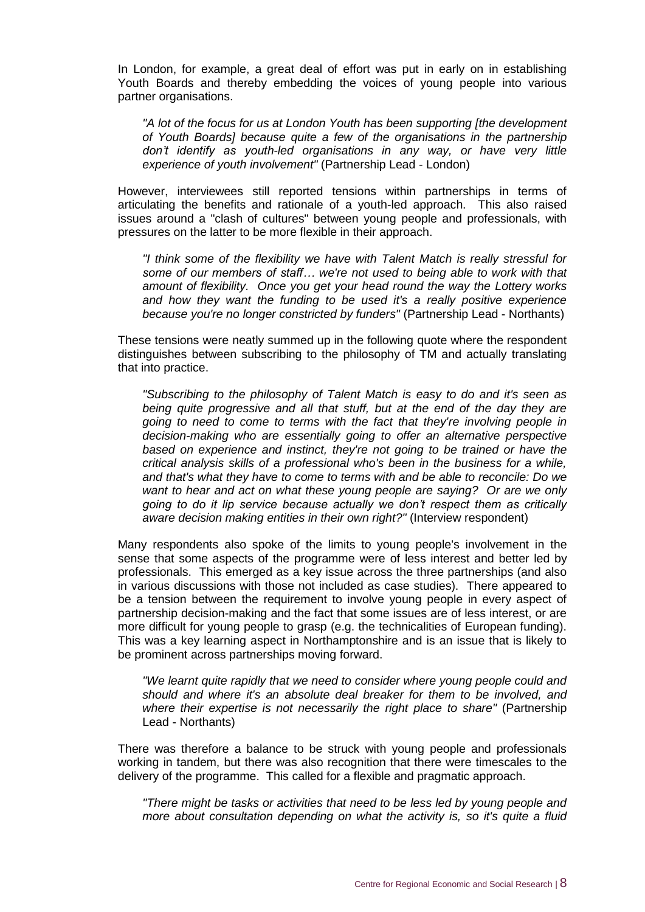In London, for example, a great deal of effort was put in early on in establishing Youth Boards and thereby embedding the voices of young people into various partner organisations.

> *"A lot of the focus for us at London Youth has been supporting [the development of Youth Boards] because quite a few of the organisations in the partnership don't identify as youth-led organisations in any way, or have very little experience of youth involvement"* (Partnership Lead - London)

However, interviewees still reported tensions within partnerships in terms of articulating the benefits and rationale of a youth-led approach. This also raised issues around a "clash of cultures" between young people and professionals, with pressures on the latter to be more flexible in their approach.

> *"I think some of the flexibility we have with Talent Match is really stressful for some of our members of staff… we're not used to being able to work with that amount of flexibility. Once you get your head round the way the Lottery works and how they want the funding to be used it's a really positive experience because you're no longer constricted by funders"* (Partnership Lead - Northants)

These tensions were neatly summed up in the following quote where the respondent distinguishes between subscribing to the philosophy of TM and actually translating that into practice.

> *"Subscribing to the philosophy of Talent Match is easy to do and it's seen as being quite progressive and all that stuff, but at the end of the day they are going to need to come to terms with the fact that they're involving people in decision-making who are essentially going to offer an alternative perspective based on experience and instinct, they're not going to be trained or have the critical analysis skills of a professional who's been in the business for a while, and that's what they have to come to terms with and be able to reconcile: Do we want to hear and act on what these young people are saying? Or are we only going to do it lip service because actually we don't respect them as critically aware decision making entities in their own right?"* (Interview respondent)

Many respondents also spoke of the limits to young people's involvement in the sense that some aspects of the programme were of less interest and better led by professionals. This emerged as a key issue across the three partnerships (and also in various discussions with those not included as case studies). There appeared to be a tension between the requirement to involve young people in every aspect of partnership decision-making and the fact that some issues are of less interest, or are more difficult for young people to grasp (e.g. the technicalities of European funding). This was a key learning aspect in Northamptonshire and is an issue that is likely to be prominent across partnerships moving forward.

> *"We learnt quite rapidly that we need to consider where young people could and should and where it's an absolute deal breaker for them to be involved, and where their expertise is not necessarily the right place to share"* (Partnership Lead - Northants)

There was therefore a balance to be struck with young people and professionals working in tandem, but there was also recognition that there were timescales to the delivery of the programme. This called for a flexible and pragmatic approach.

> *"There might be tasks or activities that need to be less led by young people and more about consultation depending on what the activity is, so it's quite a fluid*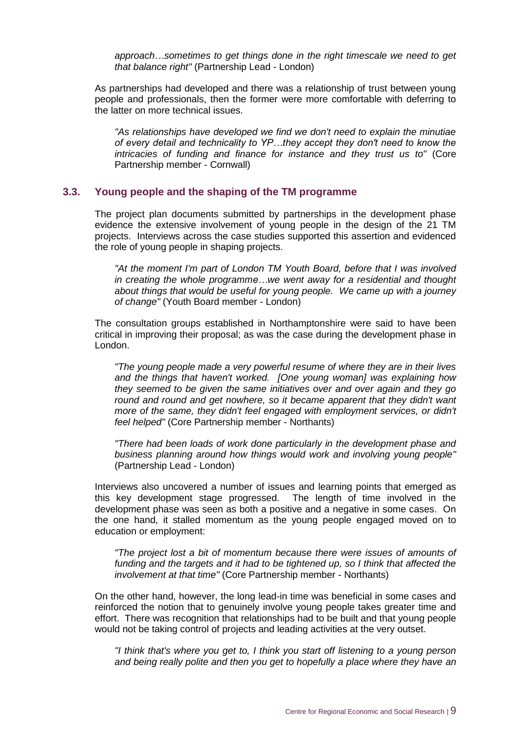*approach…sometimes to get things done in the right timescale we need to get that balance right"* (Partnership Lead - London)

As partnerships had developed and there was a relationship of trust between young people and professionals, then the former were more comfortable with deferring to the latter on more technical issues.

*"As relationships have developed we find we don't need to explain the minutiae of every detail and technicality to YP…they accept they don't need to know the intricacies of funding and finance for instance and they trust us to"* (Core Partnership member - Cornwall)

### 3.3. Young people and the shaping of the TM programme

The project plan documents submitted by partnerships in the development phase evidence the extensive involvement of young people in the design of the 21 TM projects. Interviews across the case studies supported this assertion and evidenced the role of young people in shaping projects.

*"At the moment I'm part of London TM Youth Board, before that I was involved in creating the whole programme…we went away for a residential and thought about things that would be useful for young people. We came up with a journey of change"* (Youth Board member - London)

The consultation groups established in Northamptonshire were said to have been critical in improving their proposal; as was the case during the development phase in London.

*"The young people made a very powerful resume of where they are in their lives and the things that haven't worked. [One young woman] was explaining how they seemed to be given the same initiatives over and over again and they go round and round and get nowhere, so it became apparent that they didn't want more of the same, they didn't feel engaged with employment services, or didn't feel helped"* (Core Partnership member - Northants)

*"There had been loads of work done particularly in the development phase and business planning around how things would work and involving young people"* (Partnership Lead - London)

Interviews also uncovered a number of issues and learning points that emerged as this key development stage progressed. The length of time involved in the development phase was seen as both a positive and a negative in some cases. On the one hand, it stalled momentum as the young people engaged moved on to education or employment:

*"The project lost a bit of momentum because there were issues of amounts of funding and the targets and it had to be tightened up, so I think that affected the involvement at that time"* (Core Partnership member - Northants)

On the other hand, however, the long lead-in time was beneficial in some cases and reinforced the notion that to genuinely involve young people takes greater time and effort. There was recognition that relationships had to be built and that young people would not be taking control of projects and leading activities at the very outset.

*"I think that's where you get to, I think you start off listening to a young person and being really polite and then you get to hopefully a place where they have an*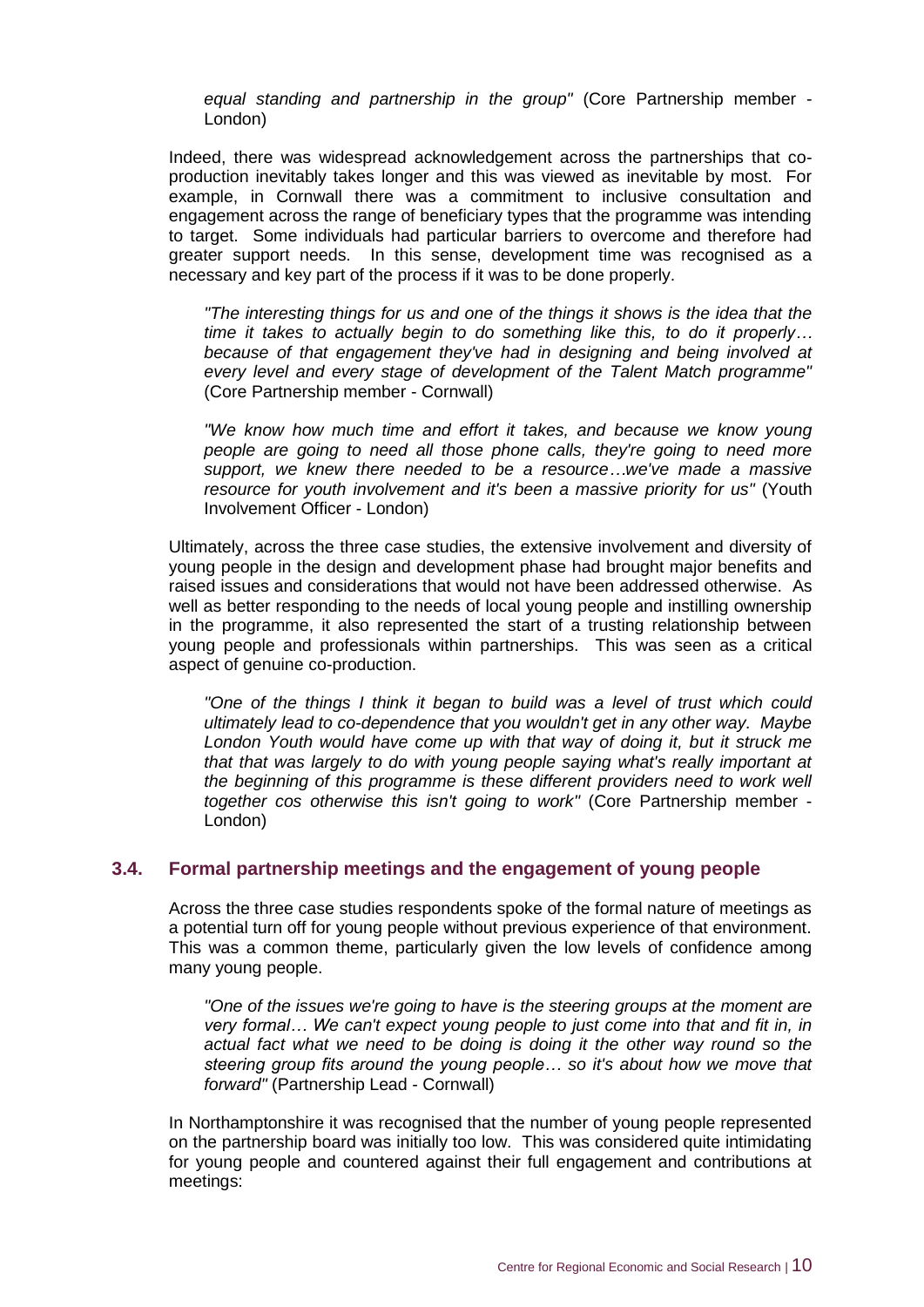*equal standing and partnership in the group"* (Core Partnership member - London)

Indeed, there was widespread acknowledgement across the partnerships that co-production inevitably takes longer and this was viewed as inevitable by most. For example, in Cornwall there was a commitment to inclusive consultation and engagement across the range of beneficiary types that the programme was intending to target. Some individuals had particular barriers to overcome and therefore had greater support needs. In this sense, development time was recognised as a necessary and key part of the process if it was to be done properly.

> *"The interesting things for us and one of the things it shows is the idea that the time it takes to actually begin to do something like this, to do it properly… because of that engagement they've had in designing and being involved at every level and every stage of development of the Talent Match programme"* (Core Partnership member - Cornwall)

> *"We know how much time and effort it takes, and because we know young people are going to need all those phone calls, they're going to need more support, we knew there needed to be a resource…we've made a massive resource for youth involvement and it's been a massive priority for us"* (Youth Involvement Officer - London)

Ultimately, across the three case studies, the extensive involvement and diversity of young people in the design and development phase had brought major benefits and raised issues and considerations that would not have been addressed otherwise. As well as better responding to the needs of local young people and instilling ownership in the programme, it also represented the start of a trusting relationship between young people and professionals within partnerships. This was seen as a critical aspect of genuine co-production.

> *"One of the things I think it began to build was a level of trust which could ultimately lead to co-dependence that you wouldn't get in any other way. Maybe London Youth would have come up with that way of doing it, but it struck me that that was largely to do with young people saying what's really important at the beginning of this programme is these different providers need to work well together cos otherwise this isn't going to work"* (Core Partnership member - London)

### 3.4. Formal partnership meetings and the engagement of young people

Across the three case studies respondents spoke of the formal nature of meetings as a potential turn off for young people without previous experience of that environment. This was a common theme, particularly given the low levels of confidence among many young people.

> *"One of the issues we're going to have is the steering groups at the moment are very formal… We can't expect young people to just come into that and fit in, in actual fact what we need to be doing is doing it the other way round so the steering group fits around the young people… so it's about how we move that forward"* (Partnership Lead - Cornwall)

In Northamptonshire it was recognised that the number of young people represented on the partnership board was initially too low. This was considered quite intimidating for young people and countered against their full engagement and contributions at meetings: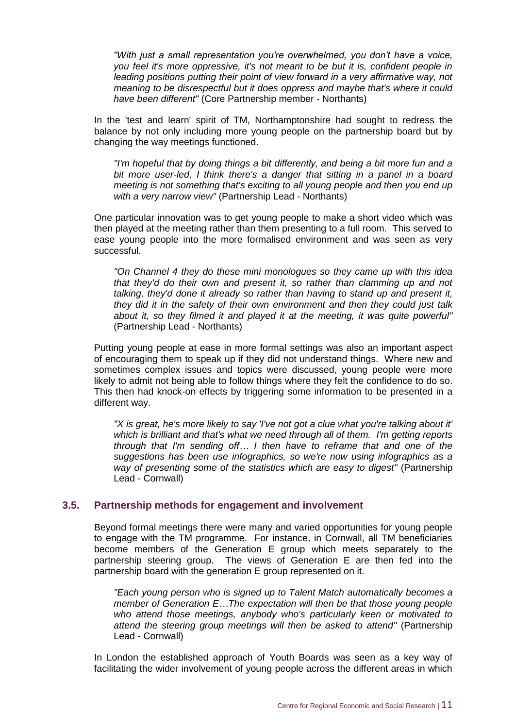*"With just a small representation you're overwhelmed, you don't have a voice, you feel it's more oppressive, it's not meant to be but it is, confident people in leading positions putting their point of view forward in a very affirmative way, not meaning to be disrespectful but it does oppress and maybe that's where it could have been different"* (Core Partnership member - Northants)

In the 'test and learn' spirit of TM, Northamptonshire had sought to redress the balance by not only including more young people on the partnership board but by changing the way meetings functioned.

*"I'm hopeful that by doing things a bit differently, and being a bit more fun and a bit more user-led, I think there's a danger that sitting in a panel in a board meeting is not something that's exciting to all young people and then you end up with a very narrow view"* (Partnership Lead - Northants)

One particular innovation was to get young people to make a short video which was then played at the meeting rather than them presenting to a full room. This served to ease young people into the more formalised environment and was seen as very successful.

*"On Channel 4 they do these mini monologues so they came up with this idea that they'd do their own and present it, so rather than clamming up and not talking, they'd done it already so rather than having to stand up and present it, they did it in the safety of their own environment and then they could just talk about it, so they filmed it and played it at the meeting, it was quite powerful"* (Partnership Lead - Northants)

Putting young people at ease in more formal settings was also an important aspect of encouraging them to speak up if they did not understand things. Where new and sometimes complex issues and topics were discussed, young people were more likely to admit not being able to follow things where they felt the confidence to do so. This then had knock-on effects by triggering some information to be presented in a different way.

*"X is great, he's more likely to say 'I've not got a clue what you're talking about it' which is brilliant and that's what we need through all of them. I'm getting reports through that I'm sending off… I then have to reframe that and one of the suggestions has been use infographics, so we're now using infographics as a way of presenting some of the statistics which are easy to digest"* (Partnership Lead - Cornwall)

### 3.5. Partnership methods for engagement and involvement

Beyond formal meetings there were many and varied opportunities for young people to engage with the TM programme. For instance, in Cornwall, all TM beneficiaries become members of the Generation E group which meets separately to the partnership steering group. The views of Generation E are then fed into the partnership board with the generation E group represented on it.

*"Each young person who is signed up to Talent Match automatically becomes a member of Generation E…The expectation will then be that those young people who attend those meetings, anybody who's particularly keen or motivated to attend the steering group meetings will then be asked to attend"* (Partnership Lead - Cornwall)

In London the established approach of Youth Boards was seen as a key way of facilitating the wider involvement of young people across the different areas in which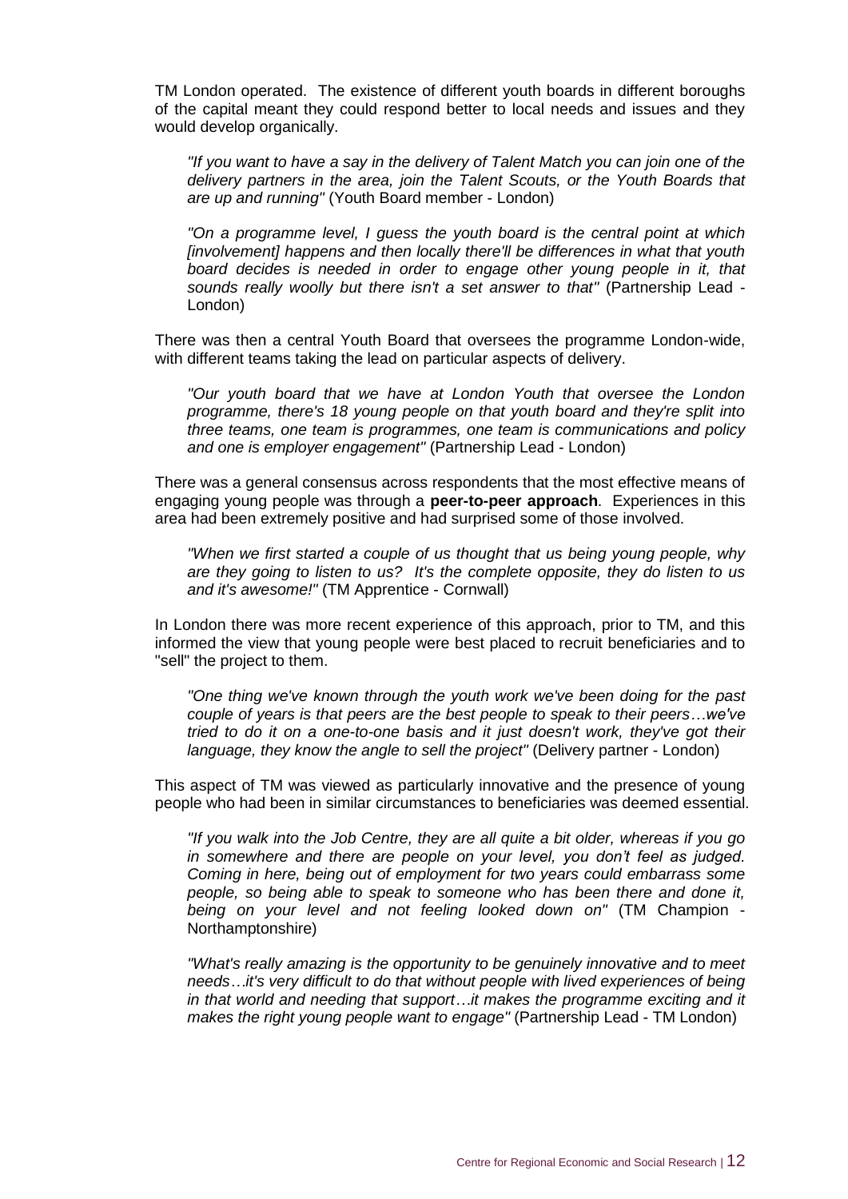TM London operated. The existence of different youth boards in different boroughs of the capital meant they could respond better to local needs and issues and they would develop organically.

> *"If you want to have a say in the delivery of Talent Match you can join one of the delivery partners in the area, join the Talent Scouts, or the Youth Boards that are up and running"* (Youth Board member - London)

> *"On a programme level, I guess the youth board is the central point at which [involvement] happens and then locally there'll be differences in what that youth board decides is needed in order to engage other young people in it, that sounds really woolly but there isn't a set answer to that"* (Partnership Lead - London)

There was then a central Youth Board that oversees the programme London-wide, with different teams taking the lead on particular aspects of delivery.

> *"Our youth board that we have at London Youth that oversee the London programme, there's 18 young people on that youth board and they're split into three teams, one team is programmes, one team is communications and policy and one is employer engagement"* (Partnership Lead - London)

There was a general consensus across respondents that the most effective means of engaging young people was through a **peer-to-peer approach**. Experiences in this area had been extremely positive and had surprised some of those involved.

> *"When we first started a couple of us thought that us being young people, why are they going to listen to us? It's the complete opposite, they do listen to us and it's awesome!"* (TM Apprentice - Cornwall)

In London there was more recent experience of this approach, prior to TM, and this informed the view that young people were best placed to recruit beneficiaries and to "sell" the project to them.

> *"One thing we've known through the youth work we've been doing for the past couple of years is that peers are the best people to speak to their peers…we've tried to do it on a one-to-one basis and it just doesn't work, they've got their language, they know the angle to sell the project"* (Delivery partner - London)

This aspect of TM was viewed as particularly innovative and the presence of young people who had been in similar circumstances to beneficiaries was deemed essential.

> *"If you walk into the Job Centre, they are all quite a bit older, whereas if you go in somewhere and there are people on your level, you don't feel as judged. Coming in here, being out of employment for two years could embarrass some people, so being able to speak to someone who has been there and done it, being on your level and not feeling looked down on"* (TM Champion - Northamptonshire)

> *"What's really amazing is the opportunity to be genuinely innovative and to meet needs…it's very difficult to do that without people with lived experiences of being in that world and needing that support…it makes the programme exciting and it makes the right young people want to engage"* (Partnership Lead - TM London)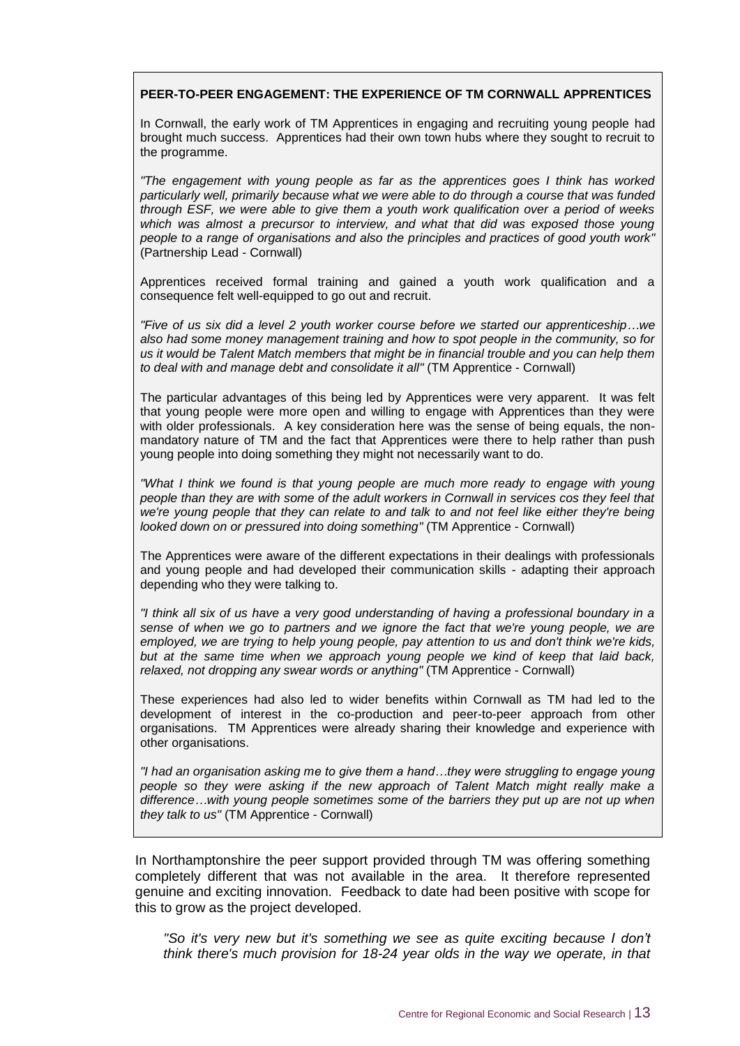**PEER-TO-PEER ENGAGEMENT: THE EXPERIENCE OF TM CORNWALL APPRENTICES**

In Cornwall, the early work of TM Apprentices in engaging and recruiting young people had brought much success. Apprentices had their own town hubs where they sought to recruit to the programme.

*"The engagement with young people as far as the apprentices goes I think has worked particularly well, primarily because what we were able to do through a course that was funded through ESF, we were able to give them a youth work qualification over a period of weeks which was almost a precursor to interview, and what that did was exposed those young people to a range of organisations and also the principles and practices of good youth work"* (Partnership Lead - Cornwall)

Apprentices received formal training and gained a youth work qualification and a consequence felt well-equipped to go out and recruit.

*"Five of us six did a level 2 youth worker course before we started our apprenticeship…we also had some money management training and how to spot people in the community, so for us it would be Talent Match members that might be in financial trouble and you can help them to deal with and manage debt and consolidate it all"* (TM Apprentice - Cornwall)

The particular advantages of this being led by Apprentices were very apparent. It was felt that young people were more open and willing to engage with Apprentices than they were with older professionals. A key consideration here was the sense of being equals, the non-mandatory nature of TM and the fact that Apprentices were there to help rather than push young people into doing something they might not necessarily want to do.

*"What I think we found is that young people are much more ready to engage with young people than they are with some of the adult workers in Cornwall in services cos they feel that we're young people that they can relate to and talk to and not feel like either they're being looked down on or pressured into doing something"* (TM Apprentice - Cornwall)

The Apprentices were aware of the different expectations in their dealings with professionals and young people and had developed their communication skills - adapting their approach depending who they were talking to.

*"I think all six of us have a very good understanding of having a professional boundary in a sense of when we go to partners and we ignore the fact that we're young people, we are employed, we are trying to help young people, pay attention to us and don't think we're kids, but at the same time when we approach young people we kind of keep that laid back, relaxed, not dropping any swear words or anything"* (TM Apprentice - Cornwall)

These experiences had also led to wider benefits within Cornwall as TM had led to the development of interest in the co-production and peer-to-peer approach from other organisations. TM Apprentices were already sharing their knowledge and experience with other organisations.

*"I had an organisation asking me to give them a hand…they were struggling to engage young people so they were asking if the new approach of Talent Match might really make a difference…with young people sometimes some of the barriers they put up are not up when they talk to us"* (TM Apprentice - Cornwall)

In Northamptonshire the peer support provided through TM was offering something completely different that was not available in the area. It therefore represented genuine and exciting innovation. Feedback to date had been positive with scope for this to grow as the project developed.

> *"So it's very new but it's something we see as quite exciting because I don't think there's much provision for 18-24 year olds in the way we operate, in that*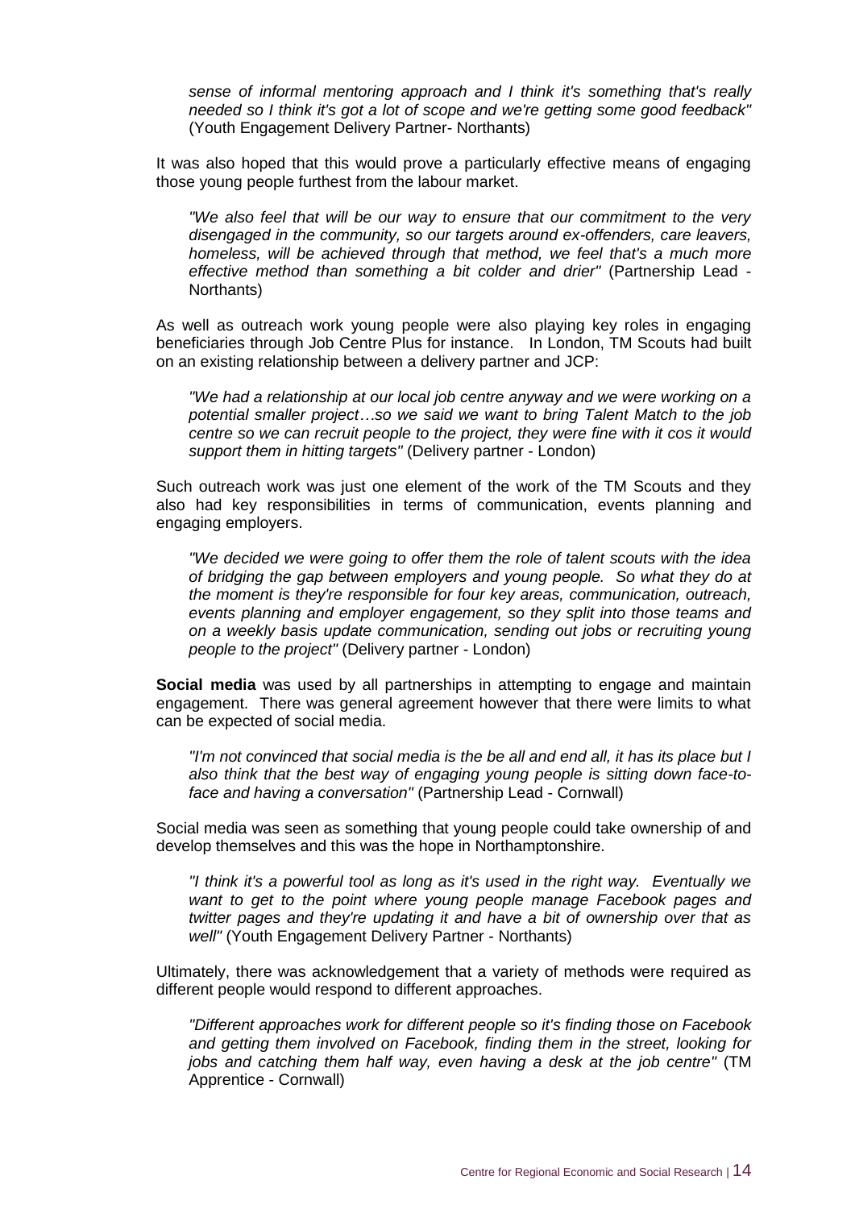*sense of informal mentoring approach and I think it's something that's really needed so I think it's got a lot of scope and we're getting some good feedback"* (Youth Engagement Delivery Partner- Northants)

It was also hoped that this would prove a particularly effective means of engaging those young people furthest from the labour market.

> *"We also feel that will be our way to ensure that our commitment to the very disengaged in the community, so our targets around ex-offenders, care leavers, homeless, will be achieved through that method, we feel that's a much more effective method than something a bit colder and drier"* (Partnership Lead - Northants)

As well as outreach work young people were also playing key roles in engaging beneficiaries through Job Centre Plus for instance. In London, TM Scouts had built on an existing relationship between a delivery partner and JCP:

> *"We had a relationship at our local job centre anyway and we were working on a potential smaller project…so we said we want to bring Talent Match to the job centre so we can recruit people to the project, they were fine with it cos it would support them in hitting targets"* (Delivery partner - London)

Such outreach work was just one element of the work of the TM Scouts and they also had key responsibilities in terms of communication, events planning and engaging employers.

> *"We decided we were going to offer them the role of talent scouts with the idea of bridging the gap between employers and young people. So what they do at the moment is they're responsible for four key areas, communication, outreach, events planning and employer engagement, so they split into those teams and on a weekly basis update communication, sending out jobs or recruiting young people to the project"* (Delivery partner - London)

**Social media** was used by all partnerships in attempting to engage and maintain engagement. There was general agreement however that there were limits to what can be expected of social media.

> *"I'm not convinced that social media is the be all and end all, it has its place but I also think that the best way of engaging young people is sitting down face-to-face and having a conversation"* (Partnership Lead - Cornwall)

Social media was seen as something that young people could take ownership of and develop themselves and this was the hope in Northamptonshire.

> *"I think it's a powerful tool as long as it's used in the right way. Eventually we want to get to the point where young people manage Facebook pages and twitter pages and they're updating it and have a bit of ownership over that as well"* (Youth Engagement Delivery Partner - Northants)

Ultimately, there was acknowledgement that a variety of methods were required as different people would respond to different approaches.

> *"Different approaches work for different people so it's finding those on Facebook and getting them involved on Facebook, finding them in the street, looking for jobs and catching them half way, even having a desk at the job centre"* (TM Apprentice - Cornwall)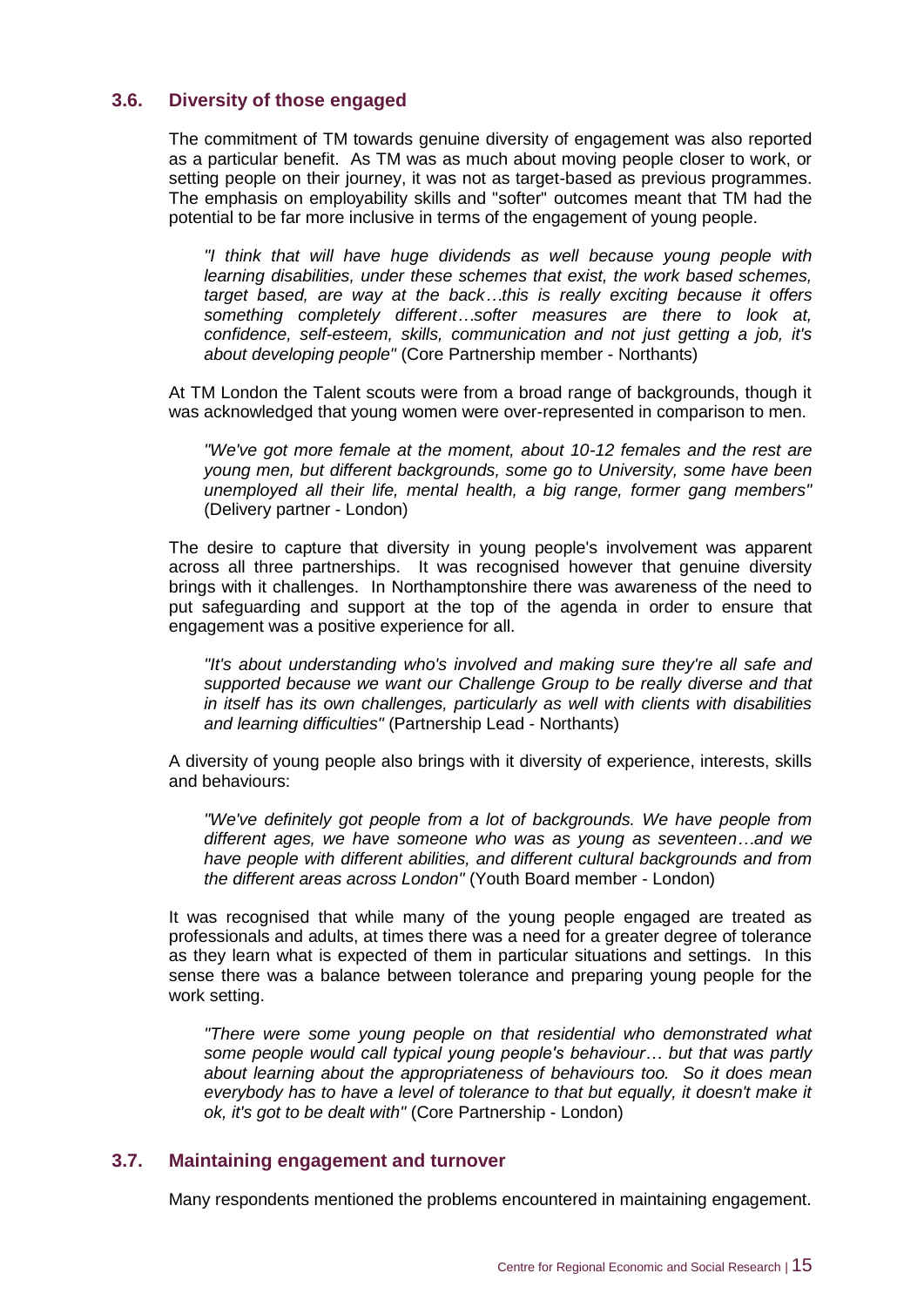### 3.6. Diversity of those engaged

The commitment of TM towards genuine diversity of engagement was also reported as a particular benefit. As TM was as much about moving people closer to work, or setting people on their journey, it was not as target-based as previous programmes. The emphasis on employability skills and "softer" outcomes meant that TM had the potential to be far more inclusive in terms of the engagement of young people.

> *"I think that will have huge dividends as well because young people with learning disabilities, under these schemes that exist, the work based schemes, target based, are way at the back…this is really exciting because it offers something completely different…softer measures are there to look at, confidence, self-esteem, skills, communication and not just getting a job, it's about developing people"* (Core Partnership member - Northants)

At TM London the Talent scouts were from a broad range of backgrounds, though it was acknowledged that young women were over-represented in comparison to men.

> *"We've got more female at the moment, about 10-12 females and the rest are young men, but different backgrounds, some go to University, some have been unemployed all their life, mental health, a big range, former gang members"* (Delivery partner - London)

The desire to capture that diversity in young people's involvement was apparent across all three partnerships. It was recognised however that genuine diversity brings with it challenges. In Northamptonshire there was awareness of the need to put safeguarding and support at the top of the agenda in order to ensure that engagement was a positive experience for all.

> *"It's about understanding who's involved and making sure they're all safe and supported because we want our Challenge Group to be really diverse and that in itself has its own challenges, particularly as well with clients with disabilities and learning difficulties"* (Partnership Lead - Northants)

A diversity of young people also brings with it diversity of experience, interests, skills and behaviours:

> *"We've definitely got people from a lot of backgrounds. We have people from different ages, we have someone who was as young as seventeen…and we have people with different abilities, and different cultural backgrounds and from the different areas across London"* (Youth Board member - London)

It was recognised that while many of the young people engaged are treated as professionals and adults, at times there was a need for a greater degree of tolerance as they learn what is expected of them in particular situations and settings. In this sense there was a balance between tolerance and preparing young people for the work setting.

> *"There were some young people on that residential who demonstrated what some people would call typical young people's behaviour… but that was partly about learning about the appropriateness of behaviours too. So it does mean everybody has to have a level of tolerance to that but equally, it doesn't make it ok, it's got to be dealt with"* (Core Partnership - London)

### 3.7. Maintaining engagement and turnover

Many respondents mentioned the problems encountered in maintaining engagement.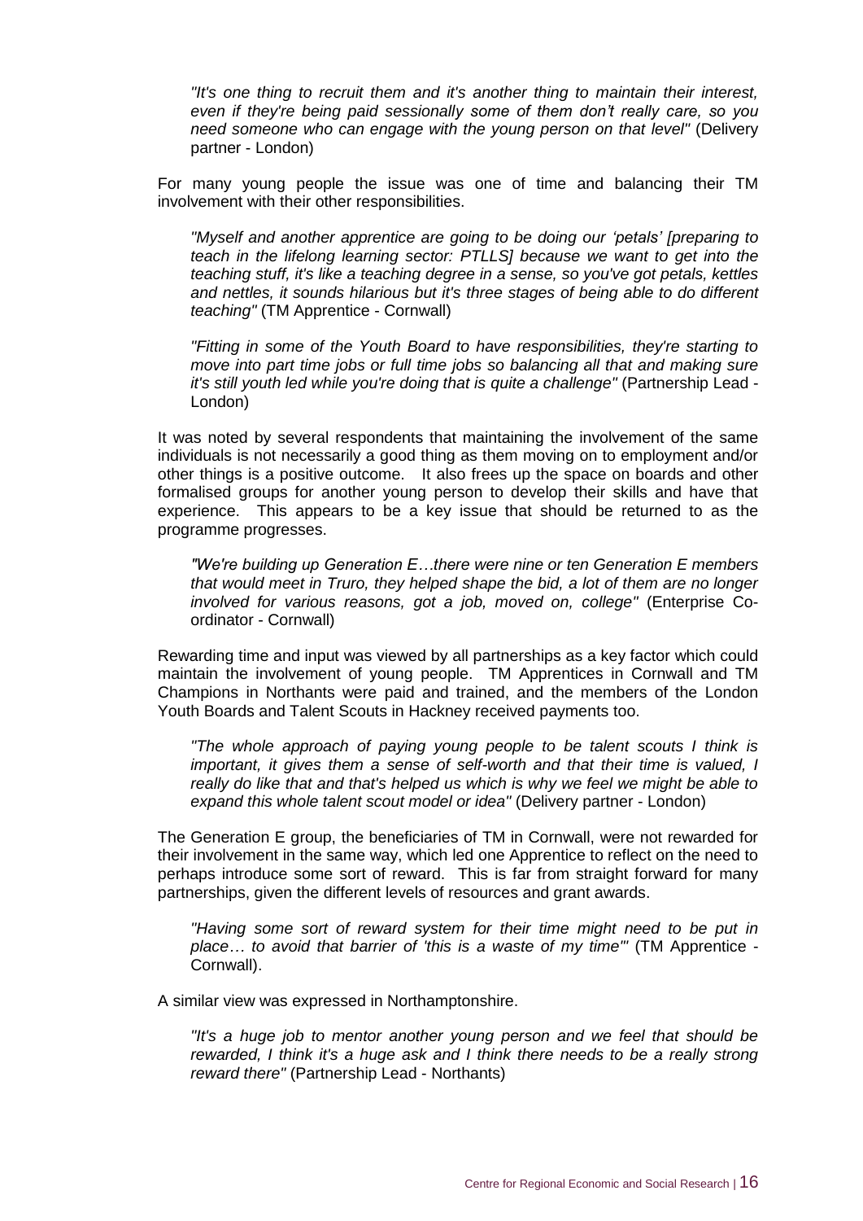*"It's one thing to recruit them and it's another thing to maintain their interest, even if they're being paid sessionally some of them don't really care, so you need someone who can engage with the young person on that level"* (Delivery partner - London)

For many young people the issue was one of time and balancing their TM involvement with their other responsibilities.

*"Myself and another apprentice are going to be doing our 'petals' [preparing to teach in the lifelong learning sector: PTLLS] because we want to get into the teaching stuff, it's like a teaching degree in a sense, so you've got petals, kettles and nettles, it sounds hilarious but it's three stages of being able to do different teaching"* (TM Apprentice - Cornwall)

*"Fitting in some of the Youth Board to have responsibilities, they're starting to move into part time jobs or full time jobs so balancing all that and making sure it's still youth led while you're doing that is quite a challenge"* (Partnership Lead - London)

It was noted by several respondents that maintaining the involvement of the same individuals is not necessarily a good thing as them moving on to employment and/or other things is a positive outcome. It also frees up the space on boards and other formalised groups for another young person to develop their skills and have that experience. This appears to be a key issue that should be returned to as the programme progresses.

*"We're building up Generation E…there were nine or ten Generation E members that would meet in Truro, they helped shape the bid, a lot of them are no longer involved for various reasons, got a job, moved on, college"* (Enterprise Co-ordinator - Cornwall)

Rewarding time and input was viewed by all partnerships as a key factor which could maintain the involvement of young people. TM Apprentices in Cornwall and TM Champions in Northants were paid and trained, and the members of the London Youth Boards and Talent Scouts in Hackney received payments too.

*"The whole approach of paying young people to be talent scouts I think is important, it gives them a sense of self-worth and that their time is valued, I really do like that and that's helped us which is why we feel we might be able to expand this whole talent scout model or idea"* (Delivery partner - London)

The Generation E group, the beneficiaries of TM in Cornwall, were not rewarded for their involvement in the same way, which led one Apprentice to reflect on the need to perhaps introduce some sort of reward. This is far from straight forward for many partnerships, given the different levels of resources and grant awards.

*"Having some sort of reward system for their time might need to be put in place… to avoid that barrier of 'this is a waste of my time'"* (TM Apprentice - Cornwall).

A similar view was expressed in Northamptonshire.

*"It's a huge job to mentor another young person and we feel that should be rewarded, I think it's a huge ask and I think there needs to be a really strong reward there"* (Partnership Lead - Northants)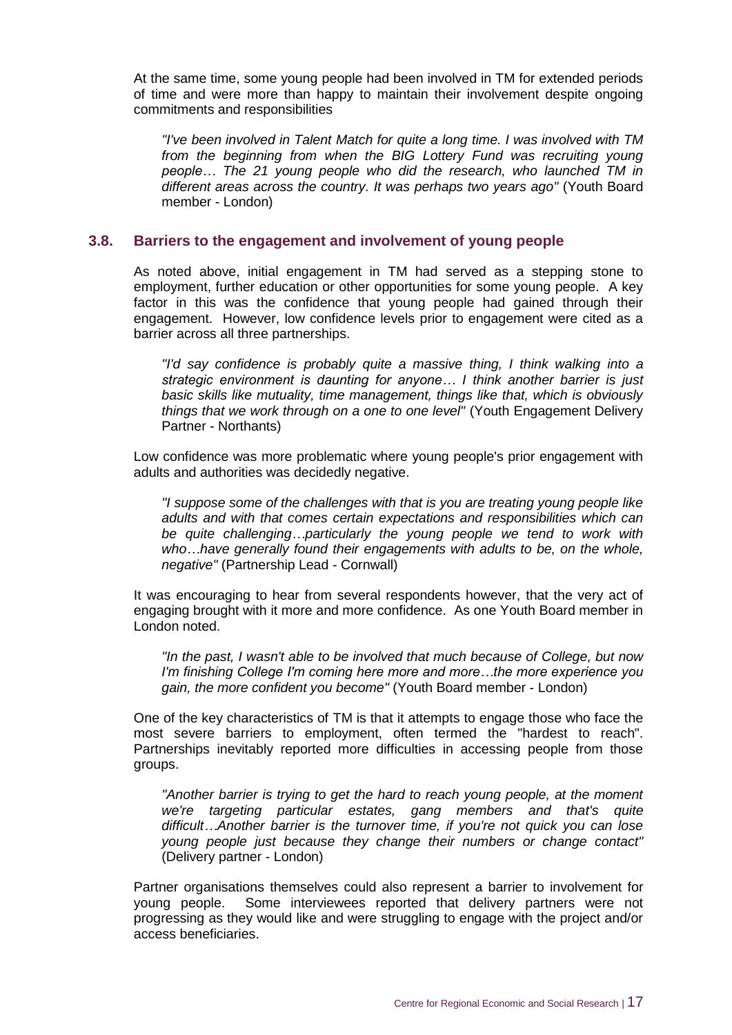At the same time, some young people had been involved in TM for extended periods of time and were more than happy to maintain their involvement despite ongoing commitments and responsibilities

*"I've been involved in Talent Match for quite a long time. I was involved with TM from the beginning from when the BIG Lottery Fund was recruiting young people… The 21 young people who did the research, who launched TM in different areas across the country. It was perhaps two years ago"* (Youth Board member - London)

### 3.8. Barriers to the engagement and involvement of young people

As noted above, initial engagement in TM had served as a stepping stone to employment, further education or other opportunities for some young people. A key factor in this was the confidence that young people had gained through their engagement. However, low confidence levels prior to engagement were cited as a barrier across all three partnerships.

*"I'd say confidence is probably quite a massive thing, I think walking into a strategic environment is daunting for anyone… I think another barrier is just basic skills like mutuality, time management, things like that, which is obviously things that we work through on a one to one level"* (Youth Engagement Delivery Partner - Northants)

Low confidence was more problematic where young people's prior engagement with adults and authorities was decidedly negative.

*"I suppose some of the challenges with that is you are treating young people like adults and with that comes certain expectations and responsibilities which can be quite challenging…particularly the young people we tend to work with who…have generally found their engagements with adults to be, on the whole, negative"* (Partnership Lead - Cornwall)

It was encouraging to hear from several respondents however, that the very act of engaging brought with it more and more confidence. As one Youth Board member in London noted.

*"In the past, I wasn't able to be involved that much because of College, but now I'm finishing College I'm coming here more and more…the more experience you gain, the more confident you become"* (Youth Board member - London)

One of the key characteristics of TM is that it attempts to engage those who face the most severe barriers to employment, often termed the "hardest to reach". Partnerships inevitably reported more difficulties in accessing people from those groups.

*"Another barrier is trying to get the hard to reach young people, at the moment we're targeting particular estates, gang members and that's quite difficult…Another barrier is the turnover time, if you're not quick you can lose young people just because they change their numbers or change contact"* (Delivery partner - London)

Partner organisations themselves could also represent a barrier to involvement for young people. Some interviewees reported that delivery partners were not progressing as they would like and were struggling to engage with the project and/or access beneficiaries.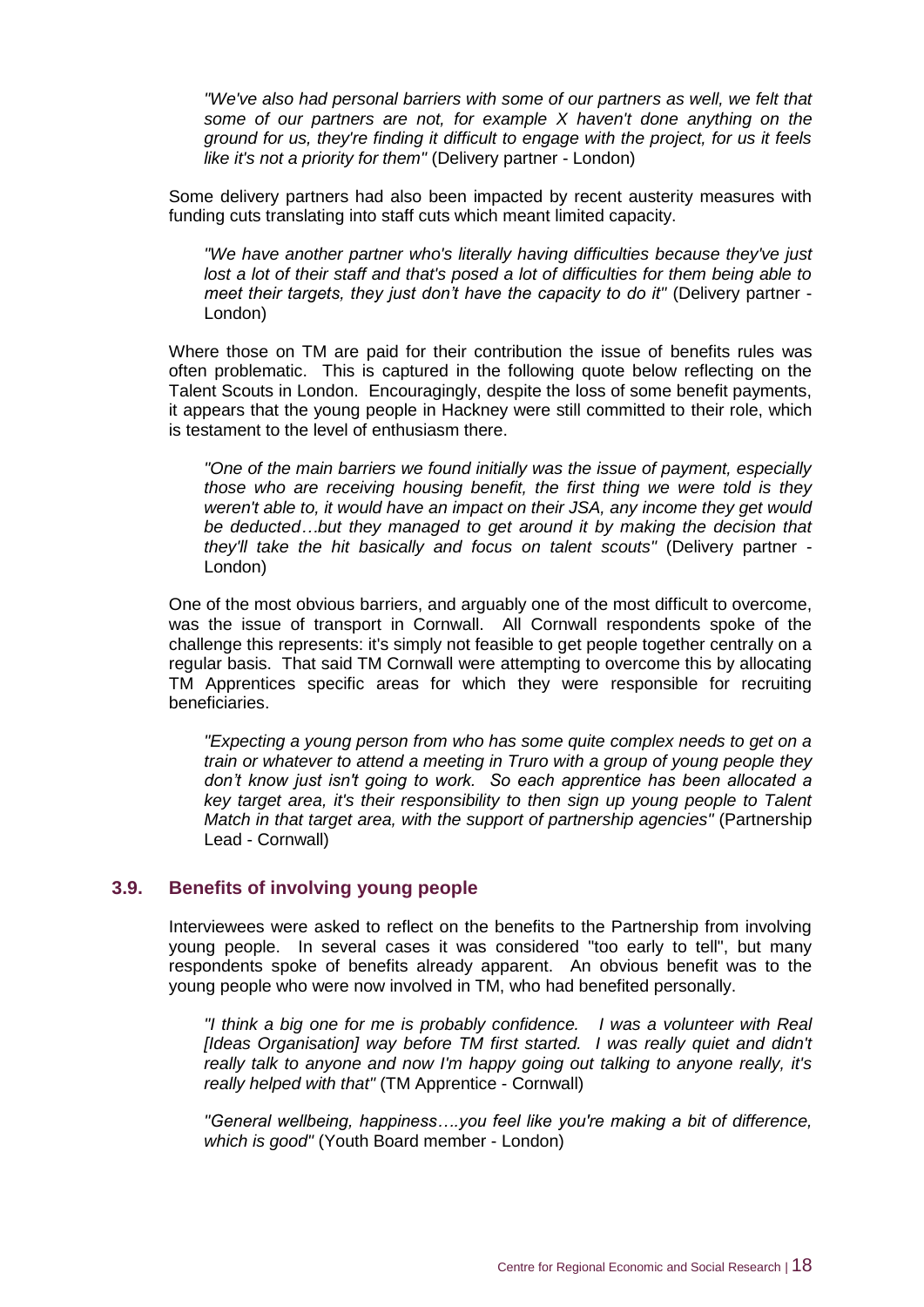*"We've also had personal barriers with some of our partners as well, we felt that some of our partners are not, for example X haven't done anything on the ground for us, they're finding it difficult to engage with the project, for us it feels like it's not a priority for them"* (Delivery partner - London)

Some delivery partners had also been impacted by recent austerity measures with funding cuts translating into staff cuts which meant limited capacity.

*"We have another partner who's literally having difficulties because they've just lost a lot of their staff and that's posed a lot of difficulties for them being able to meet their targets, they just don't have the capacity to do it"* (Delivery partner - London)

Where those on TM are paid for their contribution the issue of benefits rules was often problematic. This is captured in the following quote below reflecting on the Talent Scouts in London. Encouragingly, despite the loss of some benefit payments, it appears that the young people in Hackney were still committed to their role, which is testament to the level of enthusiasm there.

*"One of the main barriers we found initially was the issue of payment, especially those who are receiving housing benefit, the first thing we were told is they weren't able to, it would have an impact on their JSA, any income they get would be deducted…but they managed to get around it by making the decision that they'll take the hit basically and focus on talent scouts"* (Delivery partner - London)

One of the most obvious barriers, and arguably one of the most difficult to overcome, was the issue of transport in Cornwall. All Cornwall respondents spoke of the challenge this represents: it's simply not feasible to get people together centrally on a regular basis. That said TM Cornwall were attempting to overcome this by allocating TM Apprentices specific areas for which they were responsible for recruiting beneficiaries.

*"Expecting a young person from who has some quite complex needs to get on a train or whatever to attend a meeting in Truro with a group of young people they don't know just isn't going to work. So each apprentice has been allocated a key target area, it's their responsibility to then sign up young people to Talent Match in that target area, with the support of partnership agencies"* (Partnership Lead - Cornwall)

## 3.9. Benefits of involving young people

Interviewees were asked to reflect on the benefits to the Partnership from involving young people. In several cases it was considered "too early to tell", but many respondents spoke of benefits already apparent. An obvious benefit was to the young people who were now involved in TM, who had benefited personally.

*"I think a big one for me is probably confidence. I was a volunteer with Real [Ideas Organisation] way before TM first started. I was really quiet and didn't really talk to anyone and now I'm happy going out talking to anyone really, it's really helped with that"* (TM Apprentice - Cornwall)

*"General wellbeing, happiness….you feel like you're making a bit of difference, which is good"* (Youth Board member - London)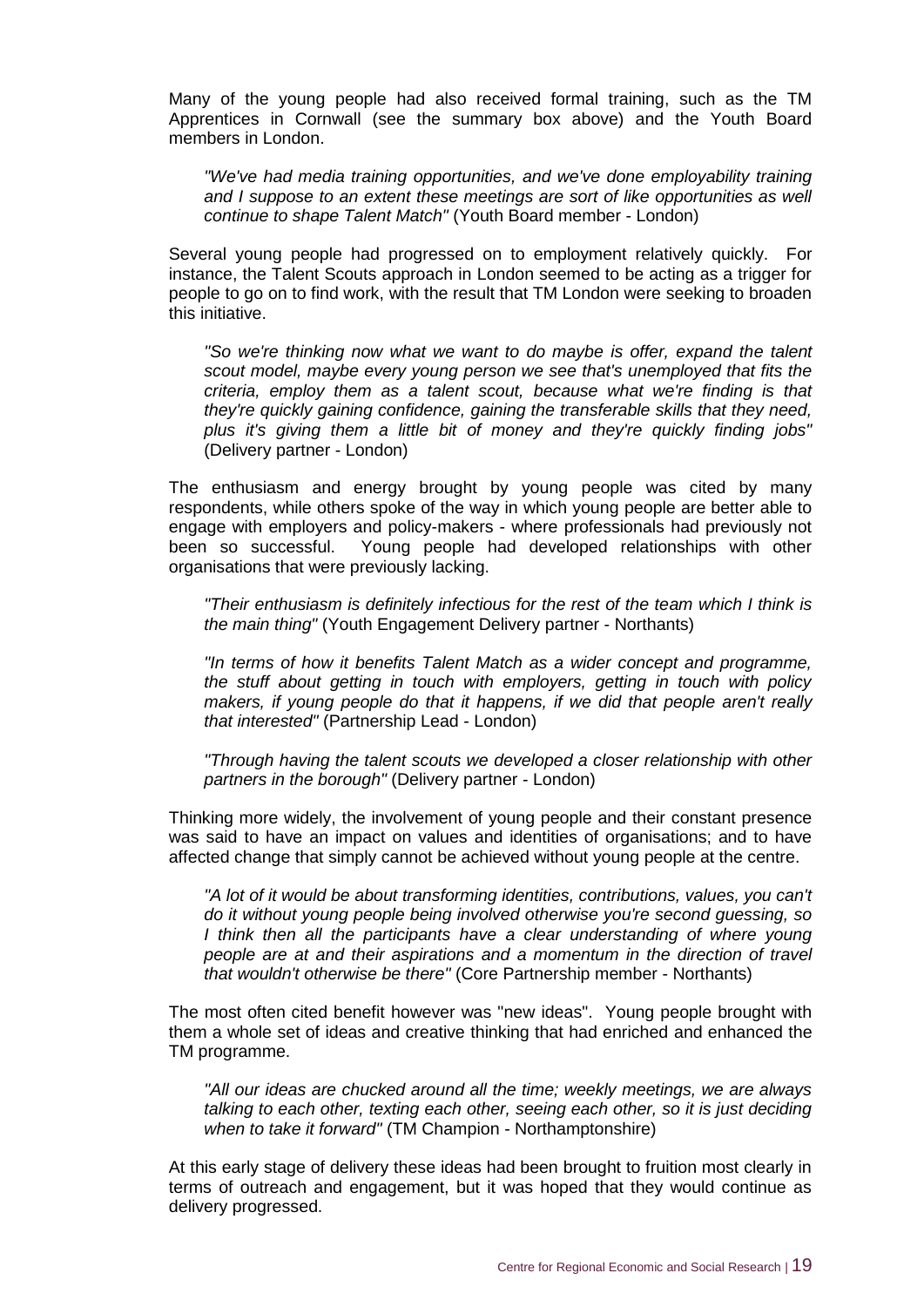Many of the young people had also received formal training, such as the TM Apprentices in Cornwall (see the summary box above) and the Youth Board members in London.

> *"We've had media training opportunities, and we've done employability training and I suppose to an extent these meetings are sort of like opportunities as well continue to shape Talent Match"* (Youth Board member - London)

Several young people had progressed on to employment relatively quickly. For instance, the Talent Scouts approach in London seemed to be acting as a trigger for people to go on to find work, with the result that TM London were seeking to broaden this initiative.

> *"So we're thinking now what we want to do maybe is offer, expand the talent scout model, maybe every young person we see that's unemployed that fits the criteria, employ them as a talent scout, because what we're finding is that they're quickly gaining confidence, gaining the transferable skills that they need, plus it's giving them a little bit of money and they're quickly finding jobs"* (Delivery partner - London)

The enthusiasm and energy brought by young people was cited by many respondents, while others spoke of the way in which young people are better able to engage with employers and policy-makers - where professionals had previously not been so successful. Young people had developed relationships with other organisations that were previously lacking.

> *"Their enthusiasm is definitely infectious for the rest of the team which I think is the main thing"* (Youth Engagement Delivery partner - Northants)

> *"In terms of how it benefits Talent Match as a wider concept and programme, the stuff about getting in touch with employers, getting in touch with policy makers, if young people do that it happens, if we did that people aren't really that interested"* (Partnership Lead - London)

> *"Through having the talent scouts we developed a closer relationship with other partners in the borough"* (Delivery partner - London)

Thinking more widely, the involvement of young people and their constant presence was said to have an impact on values and identities of organisations; and to have affected change that simply cannot be achieved without young people at the centre.

> *"A lot of it would be about transforming identities, contributions, values, you can't do it without young people being involved otherwise you're second guessing, so I think then all the participants have a clear understanding of where young people are at and their aspirations and a momentum in the direction of travel that wouldn't otherwise be there"* (Core Partnership member - Northants)

The most often cited benefit however was "new ideas". Young people brought with them a whole set of ideas and creative thinking that had enriched and enhanced the TM programme.

> *"All our ideas are chucked around all the time; weekly meetings, we are always talking to each other, texting each other, seeing each other, so it is just deciding when to take it forward"* (TM Champion - Northamptonshire)

At this early stage of delivery these ideas had been brought to fruition most clearly in terms of outreach and engagement, but it was hoped that they would continue as delivery progressed.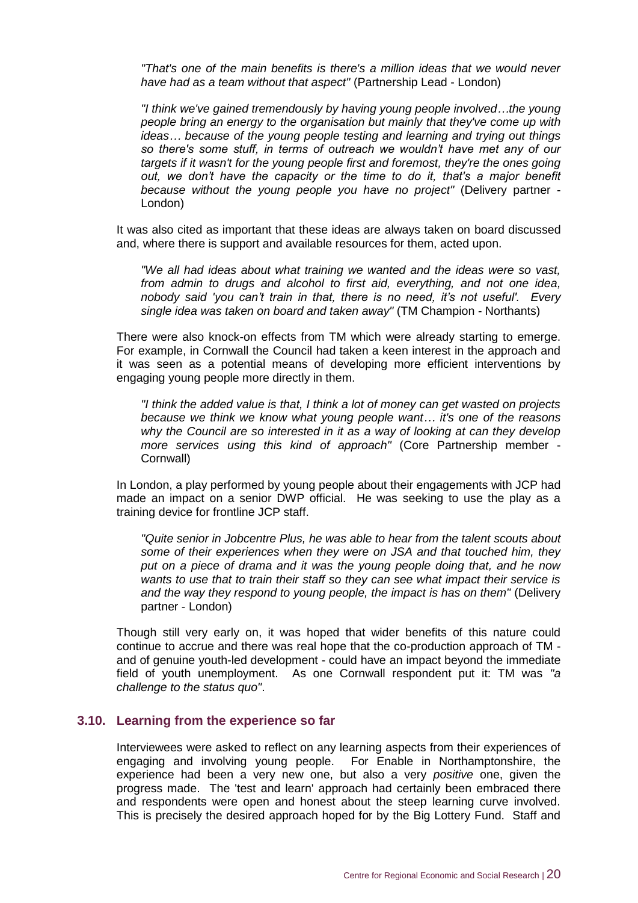*"That's one of the main benefits is there's a million ideas that we would never have had as a team without that aspect"* (Partnership Lead - London)

*"I think we've gained tremendously by having young people involved…the young people bring an energy to the organisation but mainly that they've come up with ideas… because of the young people testing and learning and trying out things so there's some stuff, in terms of outreach we wouldn't have met any of our targets if it wasn't for the young people first and foremost, they're the ones going out, we don't have the capacity or the time to do it, that's a major benefit because without the young people you have no project"* (Delivery partner - London)

It was also cited as important that these ideas are always taken on board discussed and, where there is support and available resources for them, acted upon.

*"We all had ideas about what training we wanted and the ideas were so vast, from admin to drugs and alcohol to first aid, everything, and not one idea, nobody said 'you can't train in that, there is no need, it's not useful'. Every single idea was taken on board and taken away"* (TM Champion - Northants)

There were also knock-on effects from TM which were already starting to emerge. For example, in Cornwall the Council had taken a keen interest in the approach and it was seen as a potential means of developing more efficient interventions by engaging young people more directly in them.

*"I think the added value is that, I think a lot of money can get wasted on projects because we think we know what young people want… it's one of the reasons why the Council are so interested in it as a way of looking at can they develop more services using this kind of approach"* (Core Partnership member - Cornwall)

In London, a play performed by young people about their engagements with JCP had made an impact on a senior DWP official. He was seeking to use the play as a training device for frontline JCP staff.

*"Quite senior in Jobcentre Plus, he was able to hear from the talent scouts about some of their experiences when they were on JSA and that touched him, they put on a piece of drama and it was the young people doing that, and he now wants to use that to train their staff so they can see what impact their service is and the way they respond to young people, the impact is has on them"* (Delivery partner - London)

Though still very early on, it was hoped that wider benefits of this nature could continue to accrue and there was real hope that the co-production approach of TM - and of genuine youth-led development - could have an impact beyond the immediate field of youth unemployment. As one Cornwall respondent put it: TM was *"a challenge to the status quo"*.

### 3.10. Learning from the experience so far

Interviewees were asked to reflect on any learning aspects from their experiences of engaging and involving young people. For Enable in Northamptonshire, the experience had been a very new one, but also a very *positive* one, given the progress made. The 'test and learn' approach had certainly been embraced there and respondents were open and honest about the steep learning curve involved. This is precisely the desired approach hoped for by the Big Lottery Fund. Staff and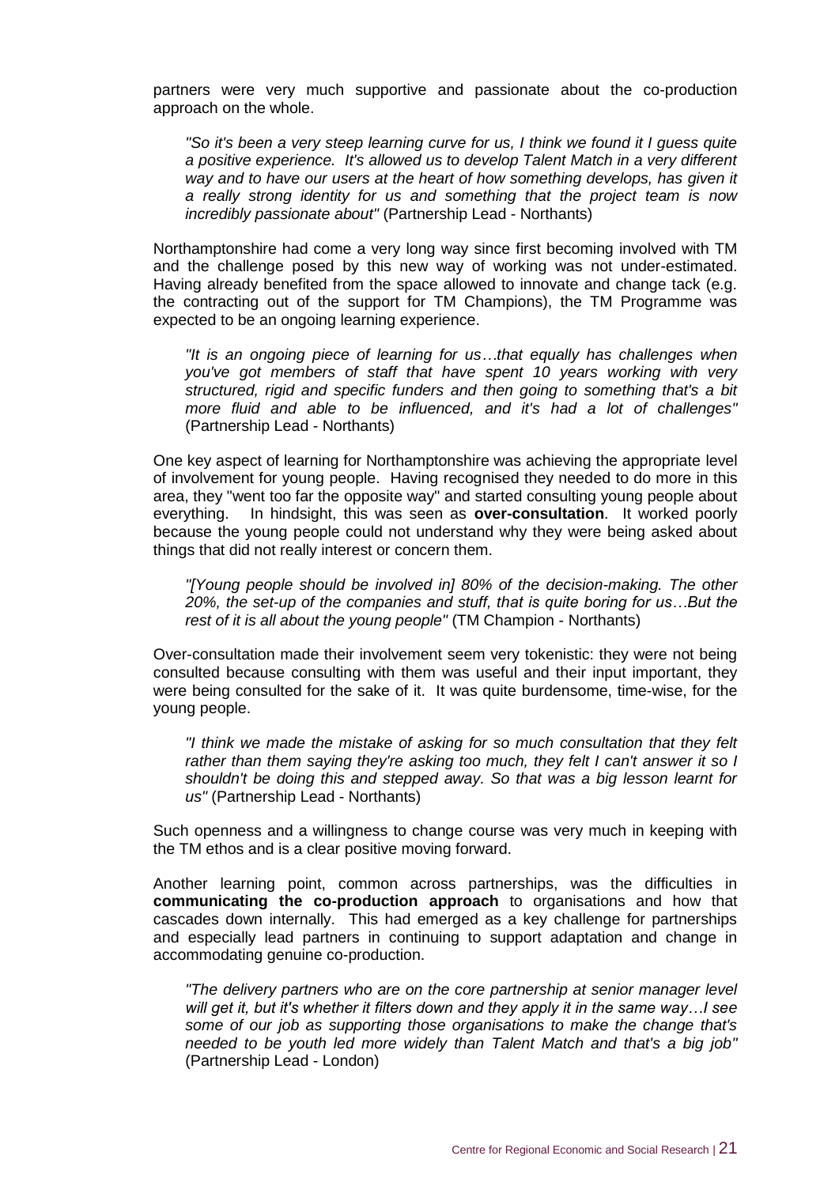partners were very much supportive and passionate about the co-production approach on the whole.

> *"So it's been a very steep learning curve for us, I think we found it I guess quite a positive experience. It's allowed us to develop Talent Match in a very different way and to have our users at the heart of how something develops, has given it a really strong identity for us and something that the project team is now incredibly passionate about"* (Partnership Lead - Northants)

Northamptonshire had come a very long way since first becoming involved with TM and the challenge posed by this new way of working was not under-estimated. Having already benefited from the space allowed to innovate and change tack (e.g. the contracting out of the support for TM Champions), the TM Programme was expected to be an ongoing learning experience.

> *"It is an ongoing piece of learning for us…that equally has challenges when you've got members of staff that have spent 10 years working with very structured, rigid and specific funders and then going to something that's a bit more fluid and able to be influenced, and it's had a lot of challenges"* (Partnership Lead - Northants)

One key aspect of learning for Northamptonshire was achieving the appropriate level of involvement for young people. Having recognised they needed to do more in this area, they "went too far the opposite way" and started consulting young people about everything. In hindsight, this was seen as **over-consultation**. It worked poorly because the young people could not understand why they were being asked about things that did not really interest or concern them.

> *"[Young people should be involved in] 80% of the decision-making. The other 20%, the set-up of the companies and stuff, that is quite boring for us…But the rest of it is all about the young people"* (TM Champion - Northants)

Over-consultation made their involvement seem very tokenistic: they were not being consulted because consulting with them was useful and their input important, they were being consulted for the sake of it. It was quite burdensome, time-wise, for the young people.

> *"I think we made the mistake of asking for so much consultation that they felt rather than them saying they're asking too much, they felt I can't answer it so I shouldn't be doing this and stepped away. So that was a big lesson learnt for us"* (Partnership Lead - Northants)

Such openness and a willingness to change course was very much in keeping with the TM ethos and is a clear positive moving forward.

Another learning point, common across partnerships, was the difficulties in **communicating the co-production approach** to organisations and how that cascades down internally. This had emerged as a key challenge for partnerships and especially lead partners in continuing to support adaptation and change in accommodating genuine co-production.

> *"The delivery partners who are on the core partnership at senior manager level will get it, but it's whether it filters down and they apply it in the same way…I see some of our job as supporting those organisations to make the change that's needed to be youth led more widely than Talent Match and that's a big job"* (Partnership Lead - London)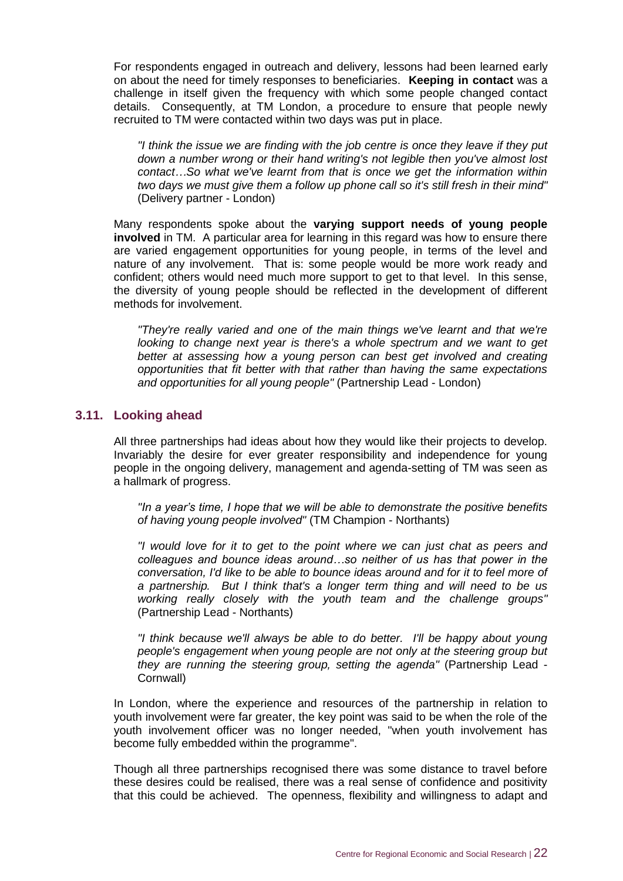For respondents engaged in outreach and delivery, lessons had been learned early on about the need for timely responses to beneficiaries. **Keeping in contact** was a challenge in itself given the frequency with which some people changed contact details. Consequently, at TM London, a procedure to ensure that people newly recruited to TM were contacted within two days was put in place.

> *"I think the issue we are finding with the job centre is once they leave if they put down a number wrong or their hand writing's not legible then you've almost lost contact…So what we've learnt from that is once we get the information within two days we must give them a follow up phone call so it's still fresh in their mind"* (Delivery partner - London)

Many respondents spoke about the **varying support needs of young people involved** in TM. A particular area for learning in this regard was how to ensure there are varied engagement opportunities for young people, in terms of the level and nature of any involvement. That is: some people would be more work ready and confident; others would need much more support to get to that level. In this sense, the diversity of young people should be reflected in the development of different methods for involvement.

> *"They're really varied and one of the main things we've learnt and that we're looking to change next year is there's a whole spectrum and we want to get better at assessing how a young person can best get involved and creating opportunities that fit better with that rather than having the same expectations and opportunities for all young people"* (Partnership Lead - London)

### 3.11. Looking ahead

All three partnerships had ideas about how they would like their projects to develop. Invariably the desire for ever greater responsibility and independence for young people in the ongoing delivery, management and agenda-setting of TM was seen as a hallmark of progress.

> *"In a year's time, I hope that we will be able to demonstrate the positive benefits of having young people involved"* (TM Champion - Northants)

> *"I would love for it to get to the point where we can just chat as peers and colleagues and bounce ideas around…so neither of us has that power in the conversation, I'd like to be able to bounce ideas around and for it to feel more of a partnership. But I think that's a longer term thing and will need to be us working really closely with the youth team and the challenge groups"* (Partnership Lead - Northants)

> *"I think because we'll always be able to do better. I'll be happy about young people's engagement when young people are not only at the steering group but they are running the steering group, setting the agenda"* (Partnership Lead - Cornwall)

In London, where the experience and resources of the partnership in relation to youth involvement were far greater, the key point was said to be when the role of the youth involvement officer was no longer needed, "when youth involvement has become fully embedded within the programme".

Though all three partnerships recognised there was some distance to travel before these desires could be realised, there was a real sense of confidence and positivity that this could be achieved. The openness, flexibility and willingness to adapt and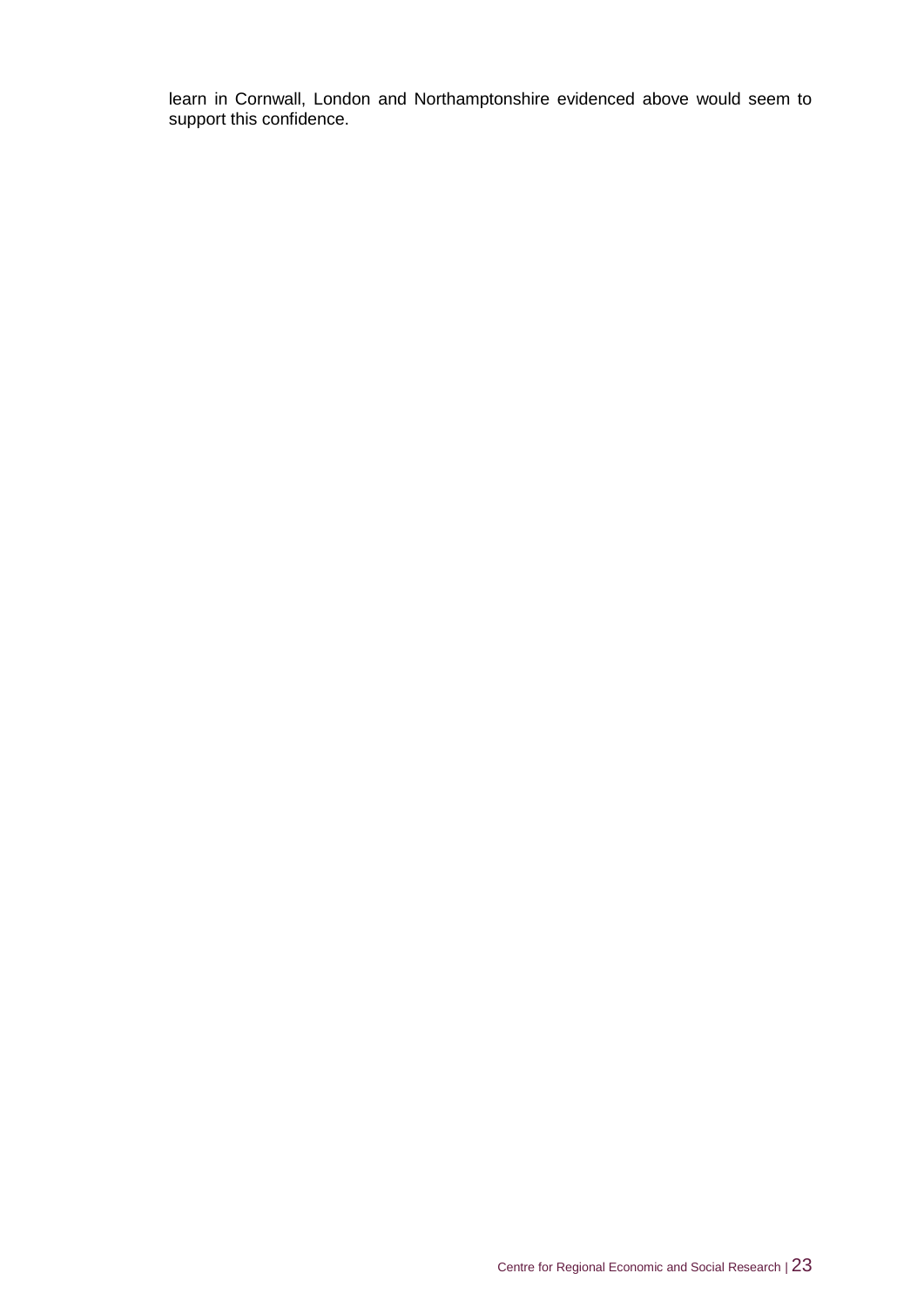learn in Cornwall, London and Northamptonshire evidenced above would seem to support this confidence.